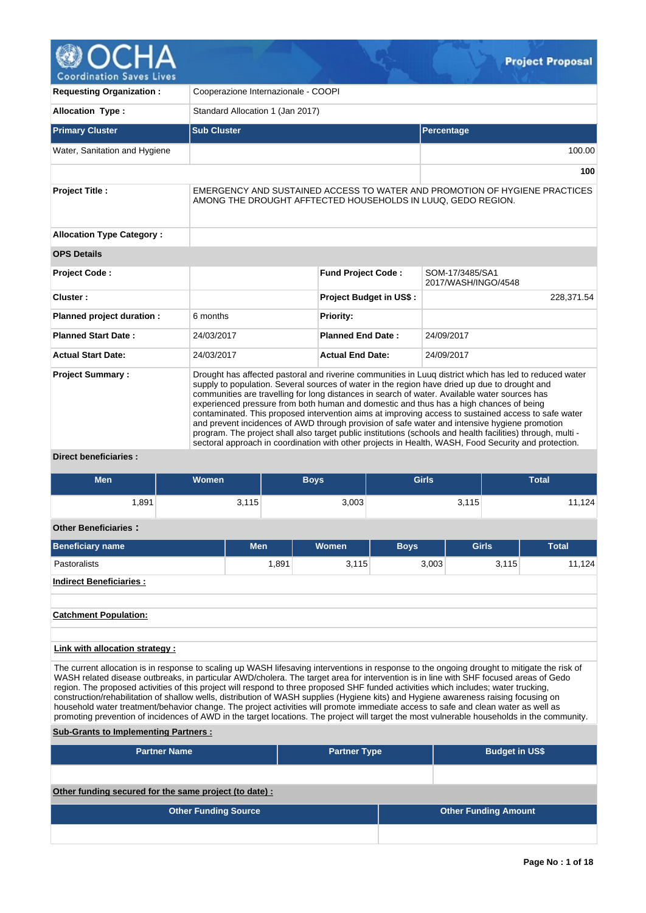# Project Proposal

| | |
|---|---|
| **Requesting Organization :** | Cooperazione Internazionale - COOPI |
| **Allocation Type :** | Standard Allocation 1 (Jan 2017) |

| Primary Cluster | Sub Cluster | Percentage |
|---|---|---|
| Water, Sanitation and Hygiene | | 100.00 |
| | | **100** |

| | |
|---|---|
| **Project Title :** | EMERGENCY AND SUSTAINED ACCESS TO WATER AND PROMOTION OF HYGIENE PRACTICES AMONG THE DROUGHT AFFTECTED HOUSEHOLDS IN LUUQ, GEDO REGION. |
| **Allocation Type Category :** | |

**OPS Details**

| | | | |
|---|---|---|---|
| **Project Code :** | | **Fund Project Code :** | SOM-17/3485/SA1 2017/WASH/INGO/4548 |
| **Cluster :** | | **Project Budget in US$ :** | 228,371.54 |
| **Planned project duration :** | 6 months | **Priority:** | |
| **Planned Start Date :** | 24/03/2017 | **Planned End Date :** | 24/09/2017 |
| **Actual Start Date:** | 24/03/2017 | **Actual End Date:** | 24/09/2017 |

**Project Summary :**

Drought has affected pastoral and riverine communities in Luuq district which has led to reduced water supply to population. Several sources of water in the region have dried up due to drought and communities are travelling for long distances in search of water. Available water sources has experienced pressure from both human and domestic and thus has a high chances of being contaminated. This proposed intervention aims at improving access to sustained access to safe water and prevent incidences of AWD through provision of safe water and intensive hygiene promotion program. The project shall also target public institutions (schools and health facilities) through, multi - sectoral approach in coordination with other projects in Health, WASH, Food Security and protection.

**Direct beneficiaries :**

| Men | Women | Boys | Girls | Total |
|---|---|---|---|---|
| 1,891 | 3,115 | 3,003 | 3,115 | 11,124 |

**Other Beneficiaries :**

| Beneficiary name | Men | Women | Boys | Girls | Total |
|---|---|---|---|---|---|
| Pastoralists | 1,891 | 3,115 | 3,003 | 3,115 | 11,124 |

**Indirect Beneficiaries :**

**Catchment Population:**

**Link with allocation strategy :**

The current allocation is in response to scaling up WASH lifesaving interventions in response to the ongoing drought to mitigate the risk of WASH related disease outbreaks, in particular AWD/cholera. The target area for intervention is in line with SHF focused areas of Gedo region. The proposed activities of this project will respond to three proposed SHF funded activities which includes; water trucking, construction/rehabilitation of shallow wells, distribution of WASH supplies (Hygiene kits) and Hygiene awareness raising focusing on household water treatment/behavior change. The project activities will promote immediate access to safe and clean water as well as promoting prevention of incidences of AWD in the target locations. The project will target the most vulnerable households in the community.

**Sub-Grants to Implementing Partners :**

| Partner Name | Partner Type | Budget in US$ |
|---|---|---|
| | | |

**Other funding secured for the same project (to date) :**

| Other Funding Source | Other Funding Amount |
|---|---|
| | |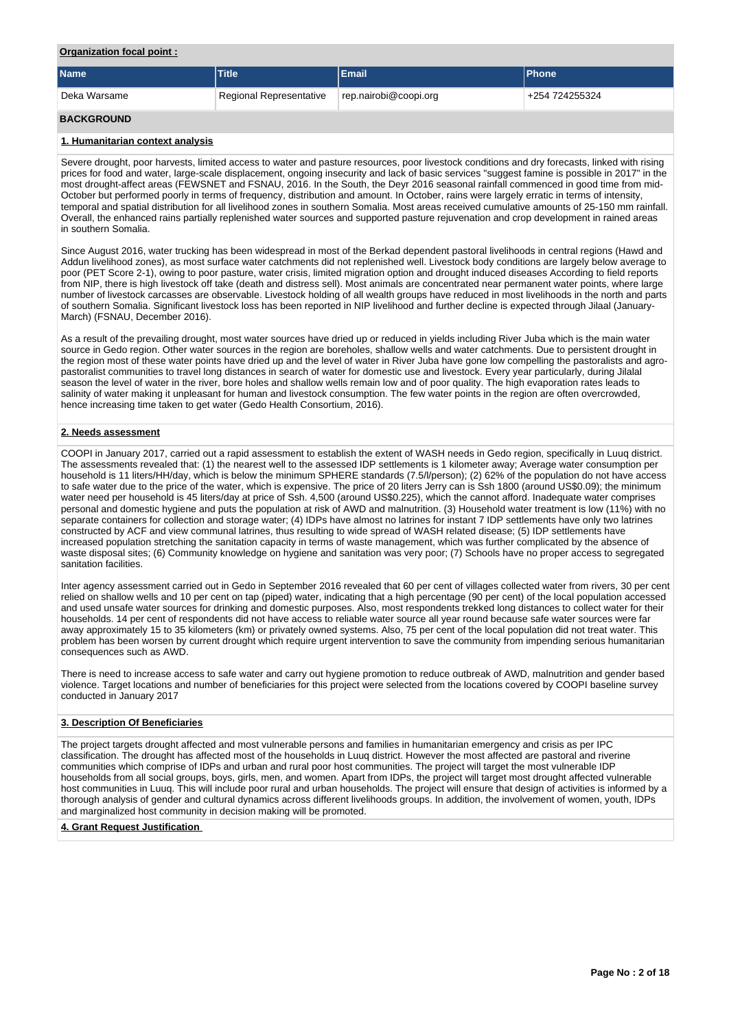**Organization focal point :**

| Name | Title | Email | Phone |
| --- | --- | --- | --- |
| Deka Warsame | Regional Representative | rep.nairobi@coopi.org | +254 724255324 |

## BACKGROUND

### 1. Humanitarian context analysis

Severe drought, poor harvests, limited access to water and pasture resources, poor livestock conditions and dry forecasts, linked with rising prices for food and water, large-scale displacement, ongoing insecurity and lack of basic services "suggest famine is possible in 2017" in the most drought-affect areas (FEWSNET and FSNAU, 2016. In the South, the Deyr 2016 seasonal rainfall commenced in good time from mid-October but performed poorly in terms of frequency, distribution and amount. In October, rains were largely erratic in terms of intensity, temporal and spatial distribution for all livelihood zones in southern Somalia. Most areas received cumulative amounts of 25-150 mm rainfall. Overall, the enhanced rains partially replenished water sources and supported pasture rejuvenation and crop development in rained areas in southern Somalia.

Since August 2016, water trucking has been widespread in most of the Berkad dependent pastoral livelihoods in central regions (Hawd and Addun livelihood zones), as most surface water catchments did not replenished well. Livestock body conditions are largely below average to poor (PET Score 2-1), owing to poor pasture, water crisis, limited migration option and drought induced diseases According to field reports from NIP, there is high livestock off take (death and distress sell). Most animals are concentrated near permanent water points, where large number of livestock carcasses are observable. Livestock holding of all wealth groups have reduced in most livelihoods in the north and parts of southern Somalia. Significant livestock loss has been reported in NIP livelihood and further decline is expected through Jilaal (January-March) (FSNAU, December 2016).

As a result of the prevailing drought, most water sources have dried up or reduced in yields including River Juba which is the main water source in Gedo region. Other water sources in the region are boreholes, shallow wells and water catchments. Due to persistent drought in the region most of these water points have dried up and the level of water in River Juba have gone low compelling the pastoralists and agro-pastoralist communities to travel long distances in search of water for domestic use and livestock. Every year particularly, during Jilalal season the level of water in the river, bore holes and shallow wells remain low and of poor quality. The high evaporation rates leads to salinity of water making it unpleasant for human and livestock consumption. The few water points in the region are often overcrowded, hence increasing time taken to get water (Gedo Health Consortium, 2016).

### 2. Needs assessment

COOPI in January 2017, carried out a rapid assessment to establish the extent of WASH needs in Gedo region, specifically in Luuq district. The assessments revealed that: (1) the nearest well to the assessed IDP settlements is 1 kilometer away; Average water consumption per household is 11 liters/HH/day, which is below the minimum SPHERE standards (7.5/l/person); (2) 62% of the population do not have access to safe water due to the price of the water, which is expensive. The price of 20 liters Jerry can is Ssh 1800 (around US$0.09); the minimum water need per household is 45 liters/day at price of Ssh. 4,500 (around US$0.225), which the cannot afford. Inadequate water comprises personal and domestic hygiene and puts the population at risk of AWD and malnutrition. (3) Household water treatment is low (11%) with no separate containers for collection and storage water; (4) IDPs have almost no latrines for instant 7 IDP settlements have only two latrines constructed by ACF and view communal latrines, thus resulting to wide spread of WASH related disease; (5) IDP settlements have increased population stretching the sanitation capacity in terms of waste management, which was further complicated by the absence of waste disposal sites; (6) Community knowledge on hygiene and sanitation was very poor; (7) Schools have no proper access to segregated sanitation facilities.

Inter agency assessment carried out in Gedo in September 2016 revealed that 60 per cent of villages collected water from rivers, 30 per cent relied on shallow wells and 10 per cent on tap (piped) water, indicating that a high percentage (90 per cent) of the local population accessed and used unsafe water sources for drinking and domestic purposes. Also, most respondents trekked long distances to collect water for their households. 14 per cent of respondents did not have access to reliable water source all year round because safe water sources were far away approximately 15 to 35 kilometers (km) or privately owned systems. Also, 75 per cent of the local population did not treat water. This problem has been worsen by current drought which require urgent intervention to save the community from impending serious humanitarian consequences such as AWD.

There is need to increase access to safe water and carry out hygiene promotion to reduce outbreak of AWD, malnutrition and gender based violence. Target locations and number of beneficiaries for this project were selected from the locations covered by COOPI baseline survey conducted in January 2017

### 3. Description Of Beneficiaries

The project targets drought affected and most vulnerable persons and families in humanitarian emergency and crisis as per IPC classification. The drought has affected most of the households in Luuq district. However the most affected are pastoral and riverine communities which comprise of IDPs and urban and rural poor host communities. The project will target the most vulnerable IDP households from all social groups, boys, girls, men, and women. Apart from IDPs, the project will target most drought affected vulnerable host communities in Luuq. This will include poor rural and urban households. The project will ensure that design of activities is informed by a thorough analysis of gender and cultural dynamics across different livelihoods groups. In addition, the involvement of women, youth, IDPs and marginalized host community in decision making will be promoted.

### 4. Grant Request Justification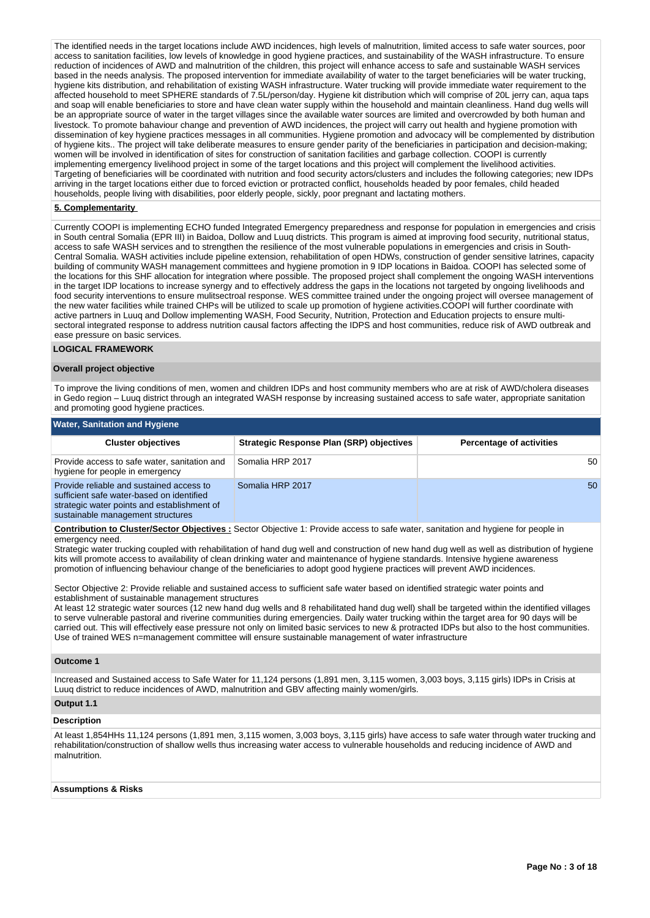The identified needs in the target locations include AWD incidences, high levels of malnutrition, limited access to safe water sources, poor access to sanitation facilities, low levels of knowledge in good hygiene practices, and sustainability of the WASH infrastructure. To ensure reduction of incidences of AWD and malnutrition of the children, this project will enhance access to safe and sustainable WASH services based in the needs analysis. The proposed intervention for immediate availability of water to the target beneficiaries will be water trucking, hygiene kits distribution, and rehabilitation of existing WASH infrastructure. Water trucking will provide immediate water requirement to the affected household to meet SPHERE standards of 7.5L/person/day. Hygiene kit distribution which will comprise of 20L jerry can, aqua taps and soap will enable beneficiaries to store and have clean water supply within the household and maintain cleanliness. Hand dug wells will be an appropriate source of water in the target villages since the available water sources are limited and overcrowded by both human and livestock. To promote bahaviour change and prevention of AWD incidences, the project will carry out health and hygiene promotion with dissemination of key hygiene practices messages in all communities. Hygiene promotion and advocacy will be complemented by distribution of hygiene kits.. The project will take deliberate measures to ensure gender parity of the beneficiaries in participation and decision-making; women will be involved in identification of sites for construction of sanitation facilities and garbage collection. COOPI is currently implementing emergency livelihood project in some of the target locations and this project will complement the livelihood activities. Targeting of beneficiaries will be coordinated with nutrition and food security actors/clusters and includes the following categories; new IDPs arriving in the target locations either due to forced eviction or protracted conflict, households headed by poor females, child headed households, people living with disabilities, poor elderly people, sickly, poor pregnant and lactating mothers.

**5. Complementarity**

Currently COOPI is implementing ECHO funded Integrated Emergency preparedness and response for population in emergencies and crisis in South central Somalia (EPR III) in Baidoa, Dollow and Luuq districts. This program is aimed at improving food security, nutritional status, access to safe WASH services and to strengthen the resilience of the most vulnerable populations in emergencies and crisis in South-Central Somalia. WASH activities include pipeline extension, rehabilitation of open HDWs, construction of gender sensitive latrines, capacity building of community WASH management committees and hygiene promotion in 9 IDP locations in Baidoa. COOPI has selected some of the locations for this SHF allocation for integration where possible. The proposed project shall complement the ongoing WASH interventions in the target IDP locations to increase synergy and to effectively address the gaps in the locations not targeted by ongoing livelihoods and food security interventions to ensure mulitsectroal response. WES committee trained under the ongoing project will oversee management of the new water facilities while trained CHPs will be utilized to scale up promotion of hygiene activities.COOPI will further coordinate with active partners in Luuq and Dollow implementing WASH, Food Security, Nutrition, Protection and Education projects to ensure multi-sectoral integrated response to address nutrition causal factors affecting the IDPS and host communities, reduce risk of AWD outbreak and ease pressure on basic services.

## LOGICAL FRAMEWORK

**Overall project objective**

To improve the living conditions of men, women and children IDPs and host community members who are at risk of AWD/cholera diseases in Gedo region – Luuq district through an integrated WASH response by increasing sustained access to safe water, appropriate sanitation and promoting good hygiene practices.

**Water, Sanitation and Hygiene**

| Cluster objectives | Strategic Response Plan (SRP) objectives | Percentage of activities |
|---|---|---|
| Provide access to safe water, sanitation and hygiene for people in emergency | Somalia HRP 2017 | 50 |
| Provide reliable and sustained access to sufficient safe water-based on identified strategic water points and establishment of sustainable management structures | Somalia HRP 2017 | 50 |

**Contribution to Cluster/Sector Objectives :** Sector Objective 1: Provide access to safe water, sanitation and hygiene for people in emergency need.
Strategic water trucking coupled with rehabilitation of hand dug well and construction of new hand dug well as well as distribution of hygiene kits will promote access to availability of clean drinking water and maintenance of hygiene standards. Intensive hygiene awareness promotion of influencing behaviour change of the beneficiaries to adopt good hygiene practices will prevent AWD incidences.

Sector Objective 2: Provide reliable and sustained access to sufficient safe water based on identified strategic water points and establishment of sustainable management structures
At least 12 strategic water sources (12 new hand dug wells and 8 rehabilitated hand dug well) shall be targeted within the identified villages to serve vulnerable pastoral and riverine communities during emergencies. Daily water trucking within the target area for 90 days will be carried out. This will effectively ease pressure not only on limited basic services to new & protracted IDPs but also to the host communities. Use of trained WES n=management committee will ensure sustainable management of water infrastructure

**Outcome 1**

Increased and Sustained access to Safe Water for 11,124 persons (1,891 men, 3,115 women, 3,003 boys, 3,115 girls) IDPs in Crisis at Luuq district to reduce incidences of AWD, malnutrition and GBV affecting mainly women/girls.

**Output 1.1**

**Description**

At least 1,854HHs 11,124 persons (1,891 men, 3,115 women, 3,003 boys, 3,115 girls) have access to safe water through water trucking and rehabilitation/construction of shallow wells thus increasing water access to vulnerable households and reducing incidence of AWD and malnutrition.

**Assumptions & Risks**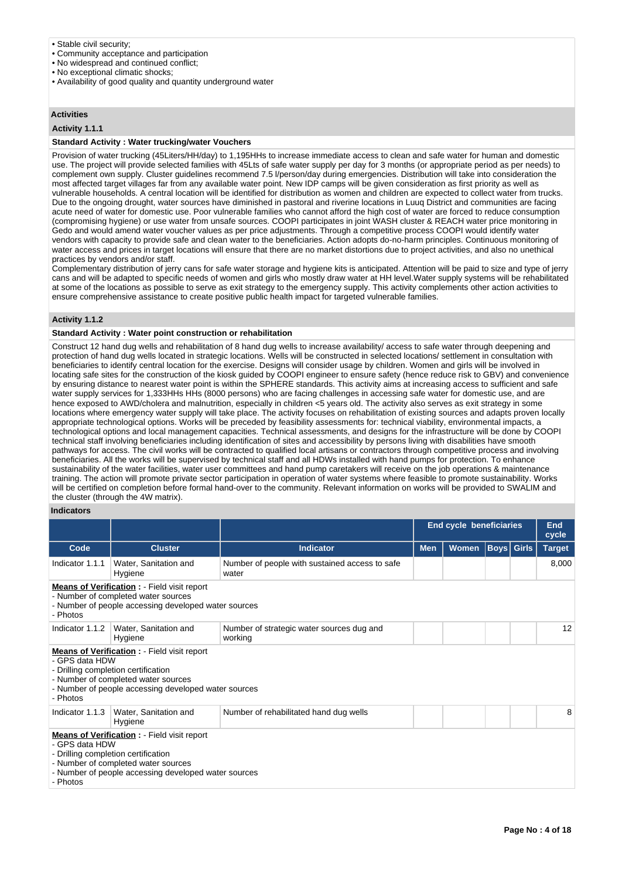- Stable civil security;
- Community acceptance and participation
- No widespread and continued conflict;
- No exceptional climatic shocks;
- Availability of good quality and quantity underground water

## Activities

### Activity 1.1.1

**Standard Activity : Water trucking/water Vouchers**

Provision of water trucking (45Liters/HH/day) to 1,195HHs to increase immediate access to clean and safe water for human and domestic use. The project will provide selected families with 45Lts of safe water supply per day for 3 months (or appropriate period as per needs) to complement own supply. Cluster guidelines recommend 7.5 l/person/day during emergencies. Distribution will take into consideration the most affected target villages far from any available water point. New IDP camps will be given consideration as first priority as well as vulnerable households. A central location will be identified for distribution as women and children are expected to collect water from trucks. Due to the ongoing drought, water sources have diminished in pastoral and riverine locations in Luuq District and communities are facing acute need of water for domestic use. Poor vulnerable families who cannot afford the high cost of water are forced to reduce consumption (compromising hygiene) or use water from unsafe sources. COOPI participates in joint WASH cluster & REACH water price monitoring in Gedo and would amend water voucher values as per price adjustments. Through a competitive process COOPI would identify water vendors with capacity to provide safe and clean water to the beneficiaries. Action adopts do-no-harm principles. Continuous monitoring of water access and prices in target locations will ensure that there are no market distortions due to project activities, and also no unethical practices by vendors and/or staff.

Complementary distribution of jerry cans for safe water storage and hygiene kits is anticipated. Attention will be paid to size and type of jerry cans and will be adapted to specific needs of women and girls who mostly draw water at HH level.Water supply systems will be rehabilitated at some of the locations as possible to serve as exit strategy to the emergency supply. This activity complements other action activities to ensure comprehensive assistance to create positive public health impact for targeted vulnerable families.

### Activity 1.1.2

**Standard Activity : Water point construction or rehabilitation**

Construct 12 hand dug wells and rehabilitation of 8 hand dug wells to increase availability/ access to safe water through deepening and protection of hand dug wells located in strategic locations. Wells will be constructed in selected locations/ settlement in consultation with beneficiaries to identify central location for the exercise. Designs will consider usage by children. Women and girls will be involved in locating safe sites for the construction of the kiosk guided by COOPI engineer to ensure safety (hence reduce risk to GBV) and convenience by ensuring distance to nearest water point is within the SPHERE standards. This activity aims at increasing access to sufficient and safe water supply services for 1,333HHs HHs (8000 persons) who are facing challenges in accessing safe water for domestic use, and are hence exposed to AWD/cholera and malnutrition, especially in children <5 years old. The activity also serves as exit strategy in some locations where emergency water supply will take place. The activity focuses on rehabilitation of existing sources and adapts proven locally appropriate technological options. Works will be preceded by feasibility assessments for: technical viability, environmental impacts, a technological options and local management capacities. Technical assessments, and designs for the infrastructure will be done by COOPI technical staff involving beneficiaries including identification of sites and accessibility by persons living with disabilities have smooth pathways for access. The civil works will be contracted to qualified local artisans or contractors through competitive process and involving beneficiaries. All the works will be supervised by technical staff and all HDWs installed with hand pumps for protection. To enhance sustainability of the water facilities, water user committees and hand pump caretakers will receive on the job operations & maintenance training. The action will promote private sector participation in operation of water systems where feasible to promote sustainability. Works will be certified on completion before formal hand-over to the community. Relevant information on works will be provided to SWALIM and the cluster (through the 4W matrix).

## Indicators

| | | | End cycle beneficiaries | | | | End cycle |
|---|---|---|---|---|---|---|---|
| **Code** | **Cluster** | **Indicator** | **Men** | **Women** | **Boys** | **Girls** | **Target** |
| Indicator 1.1.1 | Water, Sanitation and Hygiene | Number of people with sustained access to safe water | | | | | 8,000 |
| **Means of Verification :** - Field visit report<br>- Number of completed water sources<br>- Number of people accessing developed water sources<br>- Photos | | | | | | | |
| Indicator 1.1.2 | Water, Sanitation and Hygiene | Number of strategic water sources dug and working | | | | | 12 |
| **Means of Verification :** - Field visit report<br>- GPS data HDW<br>- Drilling completion certification<br>- Number of completed water sources<br>- Number of people accessing developed water sources<br>- Photos | | | | | | | |
| Indicator 1.1.3 | Water, Sanitation and Hygiene | Number of rehabilitated hand dug wells | | | | | 8 |
| **Means of Verification :** - Field visit report<br>- GPS data HDW<br>- Drilling completion certification<br>- Number of completed water sources<br>- Number of people accessing developed water sources<br>- Photos | | | | | | | |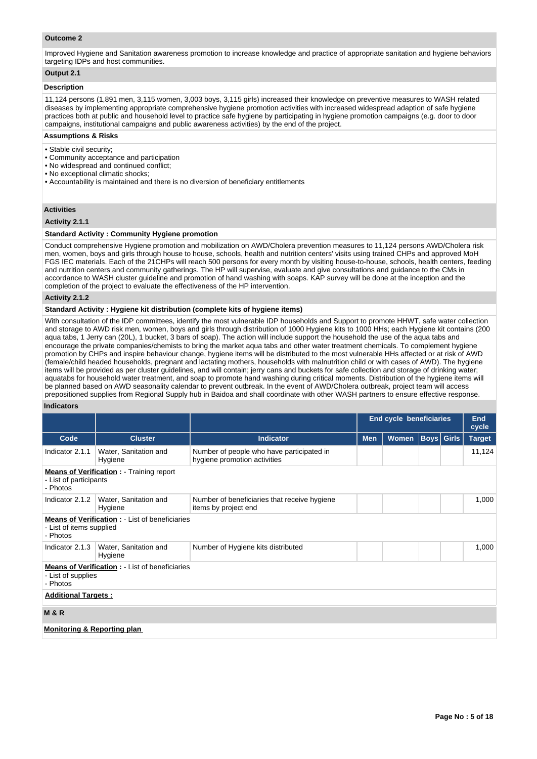**Outcome 2**

Improved Hygiene and Sanitation awareness promotion to increase knowledge and practice of appropriate sanitation and hygiene behaviors targeting IDPs and host communities.

**Output 2.1**

**Description**

11,124 persons (1,891 men, 3,115 women, 3,003 boys, 3,115 girls) increased their knowledge on preventive measures to WASH related diseases by implementing appropriate comprehensive hygiene promotion activities with increased widespread adaption of safe hygiene practices both at public and household level to practice safe hygiene by participating in hygiene promotion campaigns (e.g. door to door campaigns, institutional campaigns and public awareness activities) by the end of the project.

**Assumptions & Risks**

- Stable civil security;
- Community acceptance and participation
- No widespread and continued conflict;
- No exceptional climatic shocks;
- Accountability is maintained and there is no diversion of beneficiary entitlements

**Activities**

**Activity 2.1.1**

**Standard Activity : Community Hygiene promotion**

Conduct comprehensive Hygiene promotion and mobilization on AWD/Cholera prevention measures to 11,124 persons AWD/Cholera risk men, women, boys and girls through house to house, schools, health and nutrition centers' visits using trained CHPs and approved MoH FGS IEC materials. Each of the 21CHPs will reach 500 persons for every month by visiting house-to-house, schools, health centers, feeding and nutrition centers and community gatherings. The HP will supervise, evaluate and give consultations and guidance to the CMs in accordance to WASH cluster guideline and promotion of hand washing with soaps. KAP survey will be done at the inception and the completion of the project to evaluate the effectiveness of the HP intervention.

**Activity 2.1.2**

**Standard Activity : Hygiene kit distribution (complete kits of hygiene items)**

With consultation of the IDP committees, identify the most vulnerable IDP households and Support to promote HHWT, safe water collection and storage to AWD risk men, women, boys and girls through distribution of 1000 Hygiene kits to 1000 HHs; each Hygiene kit contains (200 aqua tabs, 1 Jerry can (20L), 1 bucket, 3 bars of soap). The action will include support the household the use of the aqua tabs and encourage the private companies/chemists to bring the market aqua tabs and other water treatment chemicals. To complement hygiene promotion by CHPs and inspire behaviour change, hygiene items will be distributed to the most vulnerable HHs affected or at risk of AWD (female/child headed households, pregnant and lactating mothers, households with malnutrition child or with cases of AWD). The hygiene items will be provided as per cluster guidelines, and will contain; jerry cans and buckets for safe collection and storage of drinking water; aquatabs for household water treatment, and soap to promote hand washing during critical moments. Distribution of the hygiene items will be planned based on AWD seasonality calendar to prevent outbreak. In the event of AWD/Cholera outbreak, project team will access prepositioned supplies from Regional Supply hub in Baidoa and shall coordinate with other WASH partners to ensure effective response.

**Indicators**

| | | | End cycle beneficiaries | | | | End cycle |
|---|---|---|---|---|---|---|---|
| **Code** | **Cluster** | **Indicator** | **Men** | **Women** | **Boys** | **Girls** | **Target** |
| Indicator 2.1.1 | Water, Sanitation and Hygiene | Number of people who have participated in hygiene promotion activities | | | | | 11,124 |
| **Means of Verification :** - Training report<br>- List of participants<br>- Photos | | | | | | | |
| Indicator 2.1.2 | Water, Sanitation and Hygiene | Number of beneficiaries that receive hygiene items by project end | | | | | 1,000 |
| **Means of Verification :** - List of beneficiaries<br>- List of items supplied<br>- Photos | | | | | | | |
| Indicator 2.1.3 | Water, Sanitation and Hygiene | Number of Hygiene kits distributed | | | | | 1,000 |
| **Means of Verification :** - List of beneficiaries<br>- List of supplies<br>- Photos | | | | | | | |

**Additional Targets :**

**M & R**

**Monitoring & Reporting plan**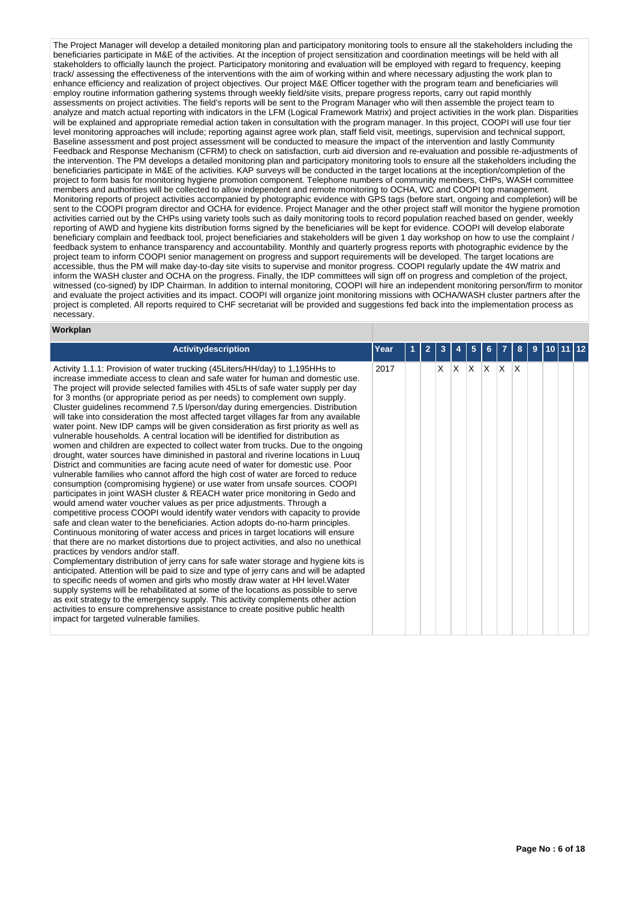The Project Manager will develop a detailed monitoring plan and participatory monitoring tools to ensure all the stakeholders including the beneficiaries participate in M&E of the activities. At the inception of project sensitization and coordination meetings will be held with all stakeholders to officially launch the project. Participatory monitoring and evaluation will be employed with regard to frequency, keeping track/ assessing the effectiveness of the interventions with the aim of working within and where necessary adjusting the work plan to enhance efficiency and realization of project objectives. Our project M&E Officer together with the program team and beneficiaries will employ routine information gathering systems through weekly field/site visits, prepare progress reports, carry out rapid monthly assessments on project activities. The field's reports will be sent to the Program Manager who will then assemble the project team to analyze and match actual reporting with indicators in the LFM (Logical Framework Matrix) and project activities in the work plan. Disparities will be explained and appropriate remedial action taken in consultation with the program manager. In this project, COOPI will use four tier level monitoring approaches will include; reporting against agree work plan, staff field visit, meetings, supervision and technical support, Baseline assessment and post project assessment will be conducted to measure the impact of the intervention and lastly Community Feedback and Response Mechanism (CFRM) to check on satisfaction, curb aid diversion and re-evaluation and possible re-adjustments of the intervention. The PM develops a detailed monitoring plan and participatory monitoring tools to ensure all the stakeholders including the beneficiaries participate in M&E of the activities. KAP surveys will be conducted in the target locations at the inception/completion of the project to form basis for monitoring hygiene promotion component. Telephone numbers of community members, CHPs, WASH committee members and authorities will be collected to allow independent and remote monitoring to OCHA, WC and COOPI top management. Monitoring reports of project activities accompanied by photographic evidence with GPS tags (before start, ongoing and completion) will be sent to the COOPI program director and OCHA for evidence. Project Manager and the other project staff will monitor the hygiene promotion activities carried out by the CHPs using variety tools such as daily monitoring tools to record population reached based on gender, weekly reporting of AWD and hygiene kits distribution forms signed by the beneficiaries will be kept for evidence. COOPI will develop elaborate beneficiary complain and feedback tool, project beneficiaries and stakeholders will be given 1 day workshop on how to use the complaint / feedback system to enhance transparency and accountability. Monthly and quarterly progress reports with photographic evidence by the project team to inform COOPI senior management on progress and support requirements will be developed. The target locations are accessible, thus the PM will make day-to-day site visits to supervise and monitor progress. COOPI regularly update the 4W matrix and inform the WASH cluster and OCHA on the progress. Finally, the IDP committees will sign off on progress and completion of the project, witnessed (co-signed) by IDP Chairman. In addition to internal monitoring, COOPI will hire an independent monitoring person/firm to monitor and evaluate the project activities and its impact. COOPI will organize joint monitoring missions with OCHA/WASH cluster partners after the project is completed. All reports required to CHF secretariat will be provided and suggestions fed back into the implementation process as necessary.

**Workplan**

| Activitydescription | Year | 1 | 2 | 3 | 4 | 5 | 6 | 7 | 8 | 9 | 10 | 11 | 12 |
|---|---|---|---|---|---|---|---|---|---|---|---|---|---|
| Activity 1.1.1: Provision of water trucking (45Liters/HH/day) to 1,195HHs to increase immediate access to clean and safe water for human and domestic use. The project will provide selected families with 45Lts of safe water supply per day for 3 months (or appropriate period as per needs) to complement own supply. Cluster guidelines recommend 7.5 l/person/day during emergencies. Distribution will take into consideration the most affected target villages far from any available water point. New IDP camps will be given consideration as first priority as well as vulnerable households. A central location will be identified for distribution as women and children are expected to collect water from trucks. Due to the ongoing drought, water sources have diminished in pastoral and riverine locations in Luuq District and communities are facing acute need of water for domestic use. Poor vulnerable families who cannot afford the high cost of water are forced to reduce consumption (compromising hygiene) or use water from unsafe sources. COOPI participates in joint WASH cluster & REACH water price monitoring in Gedo and would amend water voucher values as per price adjustments. Through a competitive process COOPI would identify water vendors with capacity to provide safe and clean water to the beneficiaries. Action adopts do-no-harm principles. Continuous monitoring of water access and prices in target locations will ensure that there are no market distortions due to project activities, and also no unethical practices by vendors and/or staff.<br>Complementary distribution of jerry cans for safe water storage and hygiene kits is anticipated. Attention will be paid to size and type of jerry cans and will be adapted to specific needs of women and girls who mostly draw water at HH level.Water supply systems will be rehabilitated at some of the locations as possible to serve as exit strategy to the emergency supply. This activity complements other action activities to ensure comprehensive assistance to create positive public health impact for targeted vulnerable families. | 2017 | | | X | X | X | X | X | X | | | | |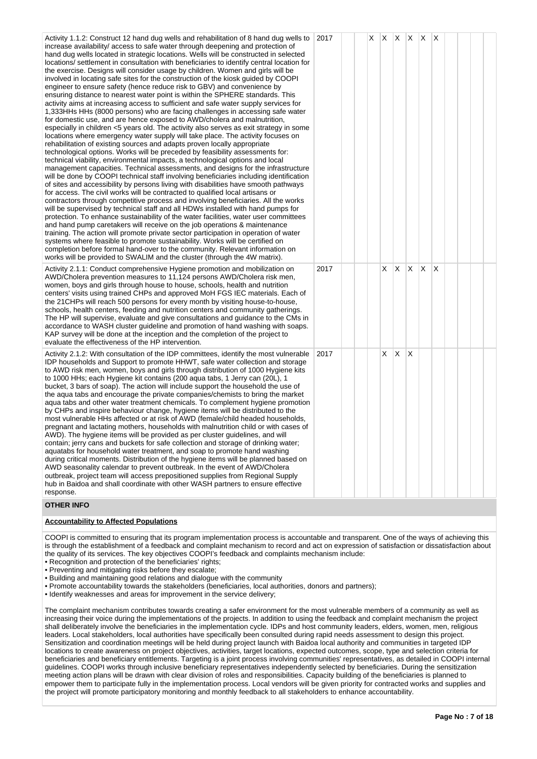| Activity | Year | 1 | 2 | 3 | 4 | 5 | 6 | 7 | 8 | 9 | 10 | 11 | 12 |
|---|---|---|---|---|---|---|---|---|---|---|---|---|---|
| Activity 1.1.2: Construct 12 hand dug wells and rehabilitation of 8 hand dug wells to increase availability/ access to safe water through deepening and protection of hand dug wells located in strategic locations. Wells will be constructed in selected locations/ settlement in consultation with beneficiaries to identify central location for the exercise. Designs will consider usage by children. Women and girls will be involved in locating safe sites for the construction of the kiosk guided by COOPI engineer to ensure safety (hence reduce risk to GBV) and convenience by ensuring distance to nearest water point is within the SPHERE standards. This activity aims at increasing access to sufficient and safe water supply services for 1,333HHs HHs (8000 persons) who are facing challenges in accessing safe water for domestic use, and are hence exposed to AWD/cholera and malnutrition, especially in children <5 years old. The activity also serves as exit strategy in some locations where emergency water supply will take place. The activity focuses on rehabilitation of existing sources and adapts proven locally appropriate technological options. Works will be preceded by feasibility assessments for: technical viability, environmental impacts, a technological options and local management capacities. Technical assessments, and designs for the infrastructure will be done by COOPI technical staff involving beneficiaries including identification of sites and accessibility by persons living with disabilities have smooth pathways for access. The civil works will be contracted to qualified local artisans or contractors through competitive process and involving beneficiaries. All the works will be supervised by technical staff and all HDWs installed with hand pumps for protection. To enhance sustainability of the water facilities, water user committees and hand pump caretakers will receive on the job operations & maintenance training. The action will promote private sector participation in operation of water systems where feasible to promote sustainability. Works will be certified on completion before formal hand-over to the community. Relevant information on works will be provided to SWALIM and the cluster (through the 4W matrix). | 2017 | | | X | X | X | X | X | X | | | | |
| Activity 2.1.1: Conduct comprehensive Hygiene promotion and mobilization on AWD/Cholera prevention measures to 11,124 persons AWD/Cholera risk men, women, boys and girls through house to house, schools, health and nutrition centers' visits using trained CHPs and approved MoH FGS IEC materials. Each of the 21CHPs will reach 500 persons for every month by visiting house-to-house, schools, health centers, feeding and nutrition centers and community gatherings. The HP will supervise, evaluate and give consultations and guidance to the CMs in accordance to WASH cluster guideline and promotion of hand washing with soaps. KAP survey will be done at the inception and the completion of the project to evaluate the effectiveness of the HP intervention. | 2017 | | | | X | X | X | X | X | | | | |
| Activity 2.1.2: With consultation of the IDP committees, identify the most vulnerable IDP households and Support to promote HHWT, safe water collection and storage to AWD risk men, women, boys and girls through distribution of 1000 Hygiene kits to 1000 HHs; each Hygiene kit contains (200 aqua tabs, 1 Jerry can (20L), 1 bucket, 3 bars of soap). The action will include support the household the use of the aqua tabs and encourage the private companies/chemists to bring the market aqua tabs and other water treatment chemicals. To complement hygiene promotion by CHPs and inspire behaviour change, hygiene items will be distributed to the most vulnerable HHs affected or at risk of AWD (female/child headed households, pregnant and lactating mothers, households with malnutrition child or with cases of AWD). The hygiene items will be provided as per cluster guidelines, and will contain; jerry cans and buckets for safe collection and storage of drinking water; aquatabs for household water treatment, and soap to promote hand washing during critical moments. Distribution of the hygiene items will be planned based on AWD seasonality calendar to prevent outbreak. In the event of AWD/Cholera outbreak, project team will access prepositioned supplies from Regional Supply hub in Baidoa and shall coordinate with other WASH partners to ensure effective response. | 2017 | | | | X | X | X | | | | | | |

## OTHER INFO

### Accountability to Affected Populations

COOPI is committed to ensuring that its program implementation process is accountable and transparent. One of the ways of achieving this is through the establishment of a feedback and complaint mechanism to record and act on expression of satisfaction or dissatisfaction about the quality of its services. The key objectives COOPI's feedback and complaints mechanism include:

- Recognition and protection of the beneficiaries' rights;
- Preventing and mitigating risks before they escalate;
- Building and maintaining good relations and dialogue with the community
- Promote accountability towards the stakeholders (beneficiaries, local authorities, donors and partners);
- Identify weaknesses and areas for improvement in the service delivery;

The complaint mechanism contributes towards creating a safer environment for the most vulnerable members of a community as well as increasing their voice during the implementations of the projects. In addition to using the feedback and complaint mechanism the project shall deliberately involve the beneficiaries in the implementation cycle. IDPs and host community leaders, elders, women, men, religious leaders. Local stakeholders, local authorities have specifically been consulted during rapid needs assessment to design this project. Sensitization and coordination meetings will be held during project launch with Baidoa local authority and communities in targeted IDP locations to create awareness on project objectives, activities, target locations, expected outcomes, scope, type and selection criteria for beneficiaries and beneficiary entitlements. Targeting is a joint process involving communities' representatives, as detailed in COOPI internal guidelines. COOPI works through inclusive beneficiary representatives independently selected by beneficiaries. During the sensitization meeting action plans will be drawn with clear division of roles and responsibilities. Capacity building of the beneficiaries is planned to empower them to participate fully in the implementation process. Local vendors will be given priority for contracted works and supplies and the project will promote participatory monitoring and monthly feedback to all stakeholders to enhance accountability.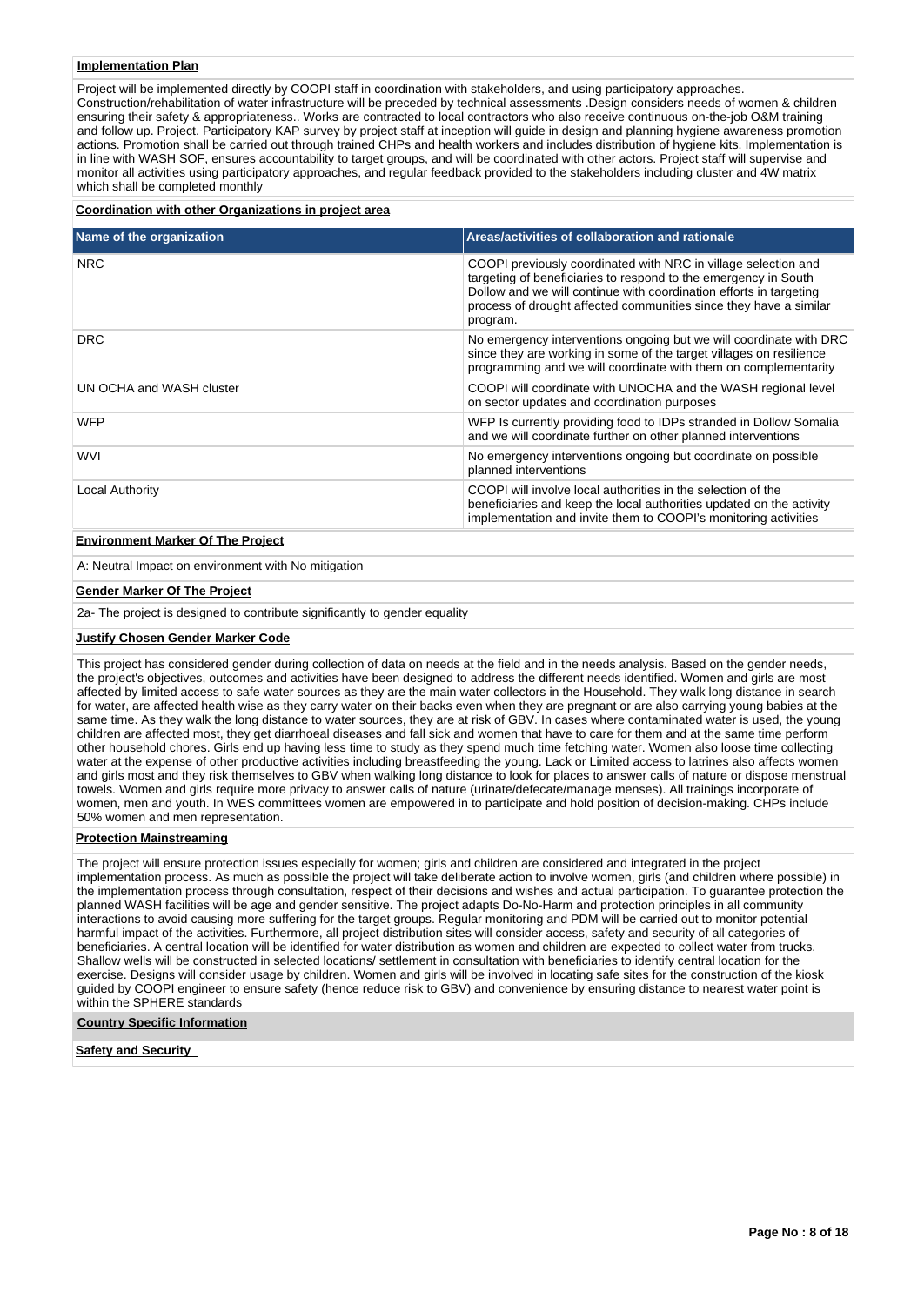**Implementation Plan**

Project will be implemented directly by COOPI staff in coordination with stakeholders, and using participatory approaches. Construction/rehabilitation of water infrastructure will be preceded by technical assessments .Design considers needs of women & children ensuring their safety & appropriateness.. Works are contracted to local contractors who also receive continuous on-the-job O&M training and follow up. Project. Participatory KAP survey by project staff at inception will guide in design and planning hygiene awareness promotion actions. Promotion shall be carried out through trained CHPs and health workers and includes distribution of hygiene kits. Implementation is in line with WASH SOF, ensures accountability to target groups, and will be coordinated with other actors. Project staff will supervise and monitor all activities using participatory approaches, and regular feedback provided to the stakeholders including cluster and 4W matrix which shall be completed monthly

**Coordination with other Organizations in project area**

| Name of the organization | Areas/activities of collaboration and rationale |
|---|---|
| NRC | COOPI previously coordinated with NRC in village selection and targeting of beneficiaries to respond to the emergency in South Dollow and we will continue with coordination efforts in targeting process of drought affected communities since they have a similar program. |
| DRC | No emergency interventions ongoing but we will coordinate with DRC since they are working in some of the target villages on resilience programming and we will coordinate with them on complementarity |
| UN OCHA and WASH cluster | COOPI will coordinate with UNOCHA and the WASH regional level on sector updates and coordination purposes |
| WFP | WFP Is currently providing food to IDPs stranded in Dollow Somalia and we will coordinate further on other planned interventions |
| WVI | No emergency interventions ongoing but coordinate on possible planned interventions |
| Local Authority | COOPI will involve local authorities in the selection of the beneficiaries and keep the local authorities updated on the activity implementation and invite them to COOPI's monitoring activities |

**Environment Marker Of The Project**

A: Neutral Impact on environment with No mitigation

**Gender Marker Of The Project**

2a- The project is designed to contribute significantly to gender equality

**Justify Chosen Gender Marker Code**

This project has considered gender during collection of data on needs at the field and in the needs analysis. Based on the gender needs, the project's objectives, outcomes and activities have been designed to address the different needs identified. Women and girls are most affected by limited access to safe water sources as they are the main water collectors in the Household. They walk long distance in search for water, are affected health wise as they carry water on their backs even when they are pregnant or are also carrying young babies at the same time. As they walk the long distance to water sources, they are at risk of GBV. In cases where contaminated water is used, the young children are affected most, they get diarrhoeal diseases and fall sick and women that have to care for them and at the same time perform other household chores. Girls end up having less time to study as they spend much time fetching water. Women also loose time collecting water at the expense of other productive activities including breastfeeding the young. Lack or Limited access to latrines also affects women and girls most and they risk themselves to GBV when walking long distance to look for places to answer calls of nature or dispose menstrual towels. Women and girls require more privacy to answer calls of nature (urinate/defecate/manage menses). All trainings incorporate of women, men and youth. In WES committees women are empowered in to participate and hold position of decision-making. CHPs include 50% women and men representation.

**Protection Mainstreaming**

The project will ensure protection issues especially for women; girls and children are considered and integrated in the project implementation process. As much as possible the project will take deliberate action to involve women, girls (and children where possible) in the implementation process through consultation, respect of their decisions and wishes and actual participation. To guarantee protection the planned WASH facilities will be age and gender sensitive. The project adapts Do-No-Harm and protection principles in all community interactions to avoid causing more suffering for the target groups. Regular monitoring and PDM will be carried out to monitor potential harmful impact of the activities. Furthermore, all project distribution sites will consider access, safety and security of all categories of beneficiaries. A central location will be identified for water distribution as women and children are expected to collect water from trucks. Shallow wells will be constructed in selected locations/ settlement in consultation with beneficiaries to identify central location for the exercise. Designs will consider usage by children. Women and girls will be involved in locating safe sites for the construction of the kiosk guided by COOPI engineer to ensure safety (hence reduce risk to GBV) and convenience by ensuring distance to nearest water point is within the SPHERE standards

**Country Specific Information**

**Safety and Security**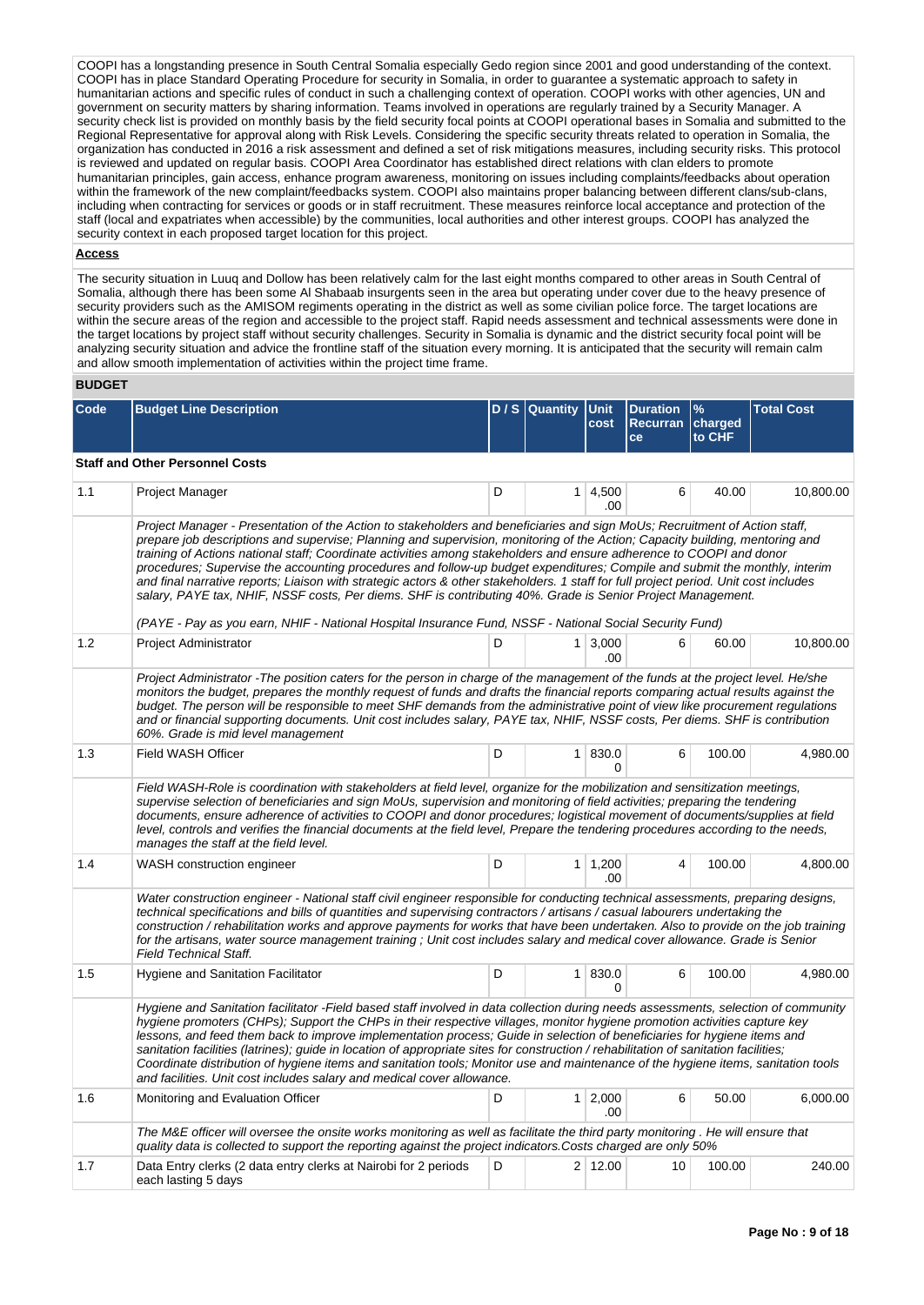COOPI has a longstanding presence in South Central Somalia especially Gedo region since 2001 and good understanding of the context. COOPI has in place Standard Operating Procedure for security in Somalia, in order to guarantee a systematic approach to safety in humanitarian actions and specific rules of conduct in such a challenging context of operation. COOPI works with other agencies, UN and government on security matters by sharing information. Teams involved in operations are regularly trained by a Security Manager. A security check list is provided on monthly basis by the field security focal points at COOPI operational bases in Somalia and submitted to the Regional Representative for approval along with Risk Levels. Considering the specific security threats related to operation in Somalia, the organization has conducted in 2016 a risk assessment and defined a set of risk mitigations measures, including security risks. This protocol is reviewed and updated on regular basis. COOPI Area Coordinator has established direct relations with clan elders to promote humanitarian principles, gain access, enhance program awareness, monitoring on issues including complaints/feedbacks about operation within the framework of the new complaint/feedbacks system. COOPI also maintains proper balancing between different clans/sub-clans, including when contracting for services or goods or in staff recruitment. These measures reinforce local acceptance and protection of the staff (local and expatriates when accessible) by the communities, local authorities and other interest groups. COOPI has analyzed the security context in each proposed target location for this project.

**Access**

The security situation in Luuq and Dollow has been relatively calm for the last eight months compared to other areas in South Central of Somalia, although there has been some Al Shabaab insurgents seen in the area but operating under cover due to the heavy presence of security providers such as the AMISOM regiments operating in the district as well as some civilian police force. The target locations are within the secure areas of the region and accessible to the project staff. Rapid needs assessment and technical assessments were done in the target locations by project staff without security challenges. Security in Somalia is dynamic and the district security focal point will be analyzing security situation and advice the frontline staff of the situation every morning. It is anticipated that the security will remain calm and allow smooth implementation of activities within the project time frame.

**BUDGET**

| Code | Budget Line Description | D / S | Quantity | Unit cost | Duration Recurrance | % charged to CHF | Total Cost |
|---|---|---|---|---|---|---|---|
| **Staff and Other Personnel Costs** | | | | | | | |
| 1.1 | Project Manager | D | 1 | 4,500.00 | 6 | 40.00 | 10,800.00 |
| | *Project Manager - Presentation of the Action to stakeholders and beneficiaries and sign MoUs; Recruitment of Action staff, prepare job descriptions and supervise; Planning and supervision, monitoring of the Action; Capacity building, mentoring and training of Actions national staff; Coordinate activities among stakeholders and ensure adherence to COOPI and donor procedures; Supervise the accounting procedures and follow-up budget expenditures; Compile and submit the monthly, interim and final narrative reports; Liaison with strategic actors & other stakeholders. 1 staff for full project period. Unit cost includes salary, PAYE tax, NHIF, NSSF costs, Per diems. SHF is contributing 40%. Grade is Senior Project Management.<br><br>(PAYE - Pay as you earn, NHIF - National Hospital Insurance Fund, NSSF - National Social Security Fund)* | | | | | | |
| 1.2 | Project Administrator | D | 1 | 3,000.00 | 6 | 60.00 | 10,800.00 |
| | *Project Administrator -The position caters for the person in charge of the management of the funds at the project level. He/she monitors the budget, prepares the monthly request of funds and drafts the financial reports comparing actual results against the budget. The person will be responsible to meet SHF demands from the administrative point of view like procurement regulations and or financial supporting documents. Unit cost includes salary, PAYE tax, NHIF, NSSF costs, Per diems. SHF is contribution 60%. Grade is mid level management* | | | | | | |
| 1.3 | Field WASH Officer | D | 1 | 830.00 | 6 | 100.00 | 4,980.00 |
| | *Field WASH-Role is coordination with stakeholders at field level, organize for the mobilization and sensitization meetings, supervise selection of beneficiaries and sign MoUs, supervision and monitoring of field activities; preparing the tendering documents, ensure adherence of activities to COOPI and donor procedures; logistical movement of documents/supplies at field level, controls and verifies the financial documents at the field level, Prepare the tendering procedures according to the needs, manages the staff at the field level.* | | | | | | |
| 1.4 | WASH construction engineer | D | 1 | 1,200.00 | 4 | 100.00 | 4,800.00 |
| | *Water construction engineer - National staff civil engineer responsible for conducting technical assessments, preparing designs, technical specifications and bills of quantities and supervising contractors / artisans / casual labourers undertaking the construction / rehabilitation works and approve payments for works that have been undertaken. Also to provide on the job training for the artisans, water source management training ; Unit cost includes salary and medical cover allowance. Grade is Senior Field Technical Staff.* | | | | | | |
| 1.5 | Hygiene and Sanitation Facilitator | D | 1 | 830.00 | 6 | 100.00 | 4,980.00 |
| | *Hygiene and Sanitation facilitator -Field based staff involved in data collection during needs assessments, selection of community hygiene promoters (CHPs); Support the CHPs in their respective villages, monitor hygiene promotion activities capture key lessons, and feed them back to improve implementation process; Guide in selection of beneficiaries for hygiene items and sanitation facilities (latrines); guide in location of appropriate sites for construction / rehabilitation of sanitation facilities; Coordinate distribution of hygiene items and sanitation tools; Monitor use and maintenance of the hygiene items, sanitation tools and facilities. Unit cost includes salary and medical cover allowance.* | | | | | | |
| 1.6 | Monitoring and Evaluation Officer | D | 1 | 2,000.00 | 6 | 50.00 | 6,000.00 |
| | *The M&E officer will oversee the onsite works monitoring as well as facilitate the third party monitoring . He will ensure that quality data is collected to support the reporting against the project indicators.Costs charged are only 50%* | | | | | | |
| 1.7 | Data Entry clerks (2 data entry clerks at Nairobi for 2 periods each lasting 5 days | D | 2 | 12.00 | 10 | 100.00 | 240.00 |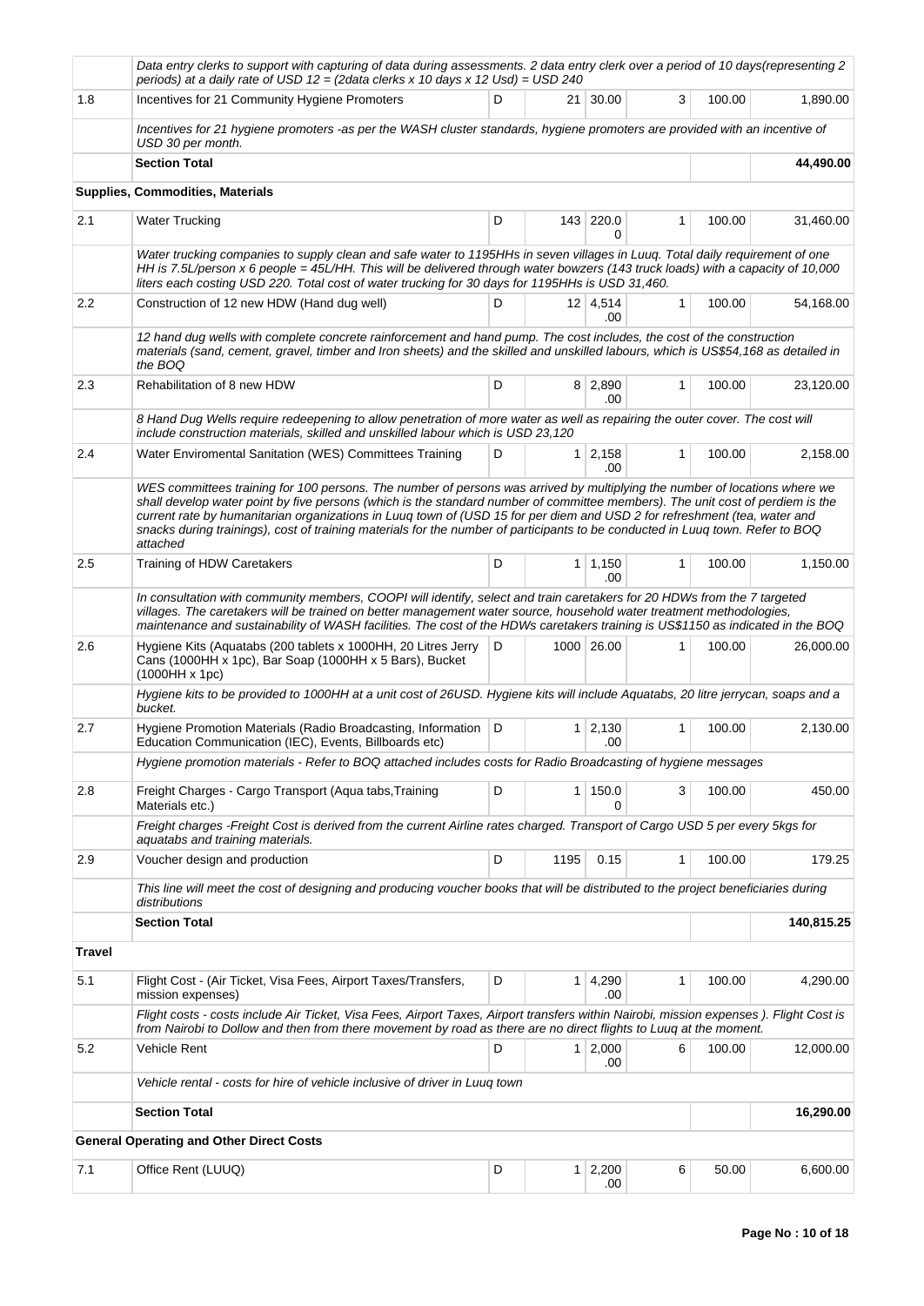| | Data entry clerks to support with capturing of data during assessments. 2 data entry clerk over a period of 10 days(representing 2 periods) at a daily rate of USD 12 = (2data clerks x 10 days x 12 Usd) = USD 240 | | | | | | |
|---|---|---|---|---|---|---|---|
| 1.8 | Incentives for 21 Community Hygiene Promoters | D | 21 | 30.00 | 3 | 100.00 | 1,890.00 |
| | *Incentives for 21 hygiene promoters -as per the WASH cluster standards, hygiene promoters are provided with an incentive of USD 30 per month.* | | | | | | |
| | **Section Total** | | | | | | **44,490.00** |
| **Supplies, Commodities, Materials** | | | | | | | |
| 2.1 | Water Trucking | D | 143 | 220.00 | 1 | 100.00 | 31,460.00 |
| | *Water trucking companies to supply clean and safe water to 1195HHs in seven villages in Luuq. Total daily requirement of one HH is 7.5L/person x 6 people = 45L/HH. This will be delivered through water bowzers (143 truck loads) with a capacity of 10,000 liters each costing USD 220. Total cost of water trucking for 30 days for 1195HHs is USD 31,460.* | | | | | | |
| 2.2 | Construction of 12 new HDW (Hand dug well) | D | 12 | 4,514.00 | 1 | 100.00 | 54,168.00 |
| | *12 hand dug wells with complete concrete reinforcement and hand pump. The cost includes, the cost of the construction materials (sand, cement, gravel, timber and Iron sheets) and the skilled and unskilled labours, which is US$54,168 as detailed in the BOQ* | | | | | | |
| 2.3 | Rehabilitation of 8 new HDW | D | 8 | 2,890.00 | 1 | 100.00 | 23,120.00 |
| | *8 Hand Dug Wells require redeepening to allow penetration of more water as well as repairing the outer cover. The cost will include construction materials, skilled and unskilled labour which is USD 23,120* | | | | | | |
| 2.4 | Water Enviromental Sanitation (WES) Committees Training | D | 1 | 2,158.00 | 1 | 100.00 | 2,158.00 |
| | *WES committees training for 100 persons. The number of persons was arrived by multiplying the number of locations where we shall develop water point by five persons (which is the standard number of committee members). The unit cost of perdiem is the current rate by humanitarian organizations in Luuq town of (USD 15 for per diem and USD 2 for refreshment (tea, water and snacks during trainings), cost of training materials for the number of participants to be conducted in Luuq town. Refer to BOQ attached* | | | | | | |
| 2.5 | Training of HDW Caretakers | D | 1 | 1,150.00 | 1 | 100.00 | 1,150.00 |
| | *In consultation with community members, COOPI will identify, select and train caretakers for 20 HDWs from the 7 targeted villages. The caretakers will be trained on better management water source, household water treatment methodologies, maintenance and sustainability of WASH facilities. The cost of the HDWs caretakers training is US$1150 as indicated in the BOQ* | | | | | | |
| 2.6 | Hygiene Kits (Aquatabs (200 tablets x 1000HH, 20 Litres Jerry Cans (1000HH x 1pc), Bar Soap (1000HH x 5 Bars), Bucket (1000HH x 1pc) | D | 1000 | 26.00 | 1 | 100.00 | 26,000.00 |
| | *Hygiene kits to be provided to 1000HH at a unit cost of 26USD. Hygiene kits will include Aquatabs, 20 litre jerrycan, soaps and a bucket.* | | | | | | |
| 2.7 | Hygiene Promotion Materials (Radio Broadcasting, Information Education Communication (IEC), Events, Billboards etc) | D | 1 | 2,130.00 | 1 | 100.00 | 2,130.00 |
| | *Hygiene promotion materials - Refer to BOQ attached includes costs for Radio Broadcasting of hygiene messages* | | | | | | |
| 2.8 | Freight Charges - Cargo Transport (Aqua tabs,Training Materials etc.) | D | 1 | 150.00 | 3 | 100.00 | 450.00 |
| | *Freight charges -Freight Cost is derived from the current Airline rates charged. Transport of Cargo USD 5 per every 5kgs for aquatabs and training materials.* | | | | | | |
| 2.9 | Voucher design and production | D | 1195 | 0.15 | 1 | 100.00 | 179.25 |
| | *This line will meet the cost of designing and producing voucher books that will be distributed to the project beneficiaries during distributions* | | | | | | |
| | **Section Total** | | | | | | **140,815.25** |
| **Travel** | | | | | | | |
| 5.1 | Flight Cost - (Air Ticket, Visa Fees, Airport Taxes/Transfers, mission expenses) | D | 1 | 4,290.00 | 1 | 100.00 | 4,290.00 |
| | *Flight costs - costs include Air Ticket, Visa Fees, Airport Taxes, Airport transfers within Nairobi, mission expenses ). Flight Cost is from Nairobi to Dollow and then from there movement by road as there are no direct flights to Luuq at the moment.* | | | | | | |
| 5.2 | Vehicle Rent | D | 1 | 2,000.00 | 6 | 100.00 | 12,000.00 |
| | *Vehicle rental - costs for hire of vehicle inclusive of driver in Luuq town* | | | | | | |
| | **Section Total** | | | | | | **16,290.00** |
| **General Operating and Other Direct Costs** | | | | | | | |
| 7.1 | Office Rent (LUUQ) | D | 1 | 2,200.00 | 6 | 50.00 | 6,600.00 |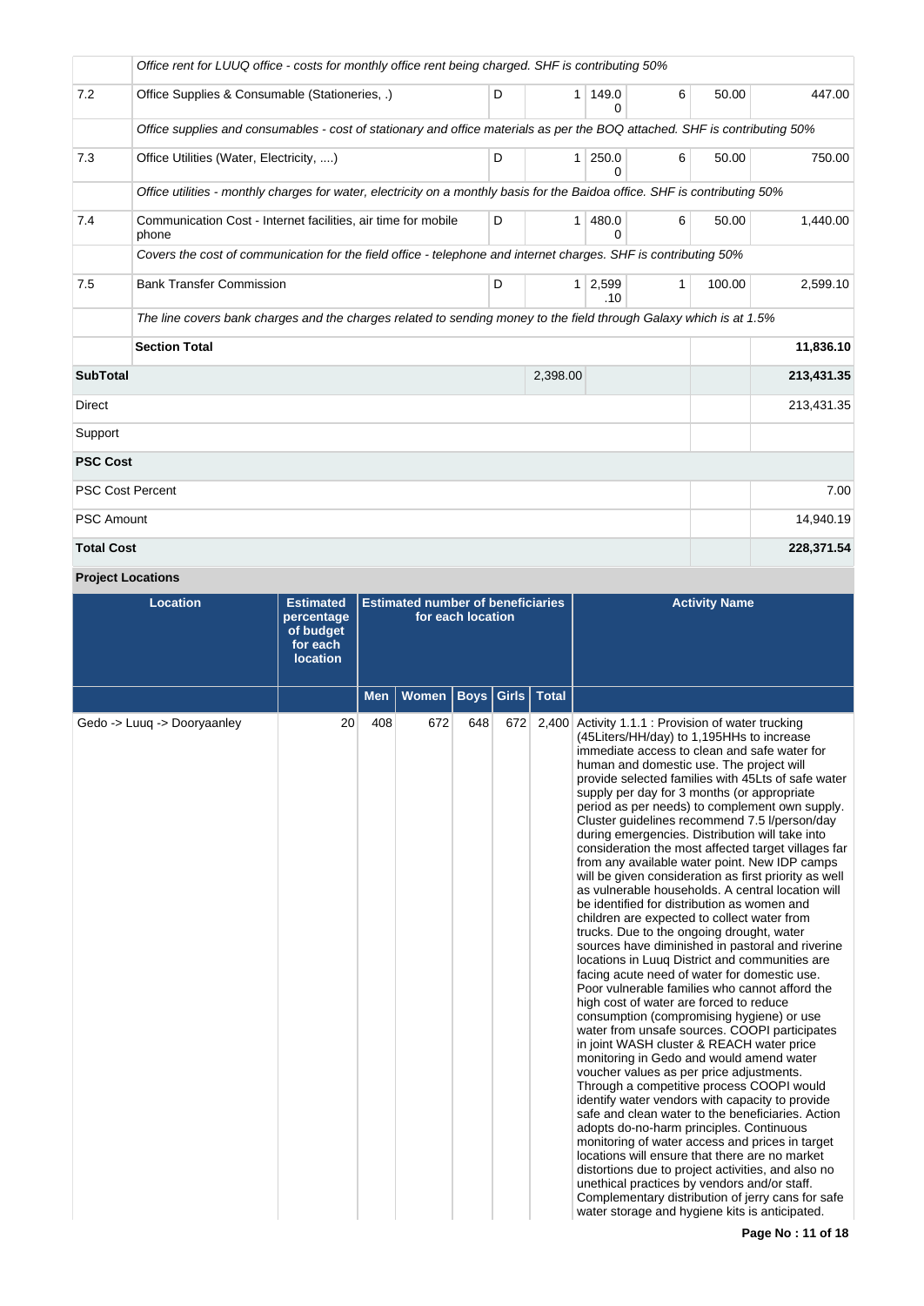| | | | | | | | |
|---|---|---|---|---|---|---|---|
| | *Office rent for LUUQ office - costs for monthly office rent being charged. SHF is contributing 50%* | | | | | | |
| 7.2 | Office Supplies & Consumable (Stationeries, .) | D | 1 | 149.00 | 6 | 50.00 | 447.00 |
| | *Office supplies and consumables - cost of stationary and office materials as per the BOQ attached. SHF is contributing 50%* | | | | | | |
| 7.3 | Office Utilities (Water, Electricity, ....) | D | 1 | 250.00 | 6 | 50.00 | 750.00 |
| | *Office utilities - monthly charges for water, electricity on a monthly basis for the Baidoa office. SHF is contributing 50%* | | | | | | |
| 7.4 | Communication Cost - Internet facilities, air time for mobile phone | D | 1 | 480.00 | 6 | 50.00 | 1,440.00 |
| | *Covers the cost of communication for the field office - telephone and internet charges. SHF is contributing 50%* | | | | | | |
| 7.5 | Bank Transfer Commission | D | 1 | 2,599.10 | 1 | 100.00 | 2,599.10 |
| | *The line covers bank charges and the charges related to sending money to the field through Galaxy which is at 1.5%* | | | | | | |
| | **Section Total** | | | | | | **11,836.10** |
| **SubTotal** | | | 2,398.00 | | | | **213,431.35** |
| Direct | | | | | | | 213,431.35 |
| Support | | | | | | | |
| **PSC Cost** | | | | | | | |
| PSC Cost Percent | | | | | | | 7.00 |
| PSC Amount | | | | | | | 14,940.19 |
| **Total Cost** | | | | | | | **228,371.54** |

**Project Locations**

| Location | Estimated percentage of budget for each location | Estimated number of beneficiaries for each location | | | | | Activity Name |
|---|---|---|---|---|---|---|---|
| | | Men | Women | Boys | Girls | Total | |
| Gedo -> Luuq -> Dooryaanley | 20 | 408 | 672 | 648 | 672 | 2,400 | Activity 1.1.1 : Provision of water trucking (45Liters/HH/day) to 1,195HHs to increase immediate access to clean and safe water for human and domestic use. The project will provide selected families with 45Lts of safe water supply per day for 3 months (or appropriate period as per needs) to complement own supply. Cluster guidelines recommend 7.5 l/person/day during emergencies. Distribution will take into consideration the most affected target villages far from any available water point. New IDP camps will be given consideration as first priority as well as vulnerable households. A central location will be identified for distribution as women and children are expected to collect water from trucks. Due to the ongoing drought, water sources have diminished in pastoral and riverine locations in Luuq District and communities are facing acute need of water for domestic use. Poor vulnerable families who cannot afford the high cost of water are forced to reduce consumption (compromising hygiene) or use water from unsafe sources. COOPI participates in joint WASH cluster & REACH water price monitoring in Gedo and would amend water voucher values as per price adjustments. Through a competitive process COOPI would identify water vendors with capacity to provide safe and clean water to the beneficiaries. Action adopts do-no-harm principles. Continuous monitoring of water access and prices in target locations will ensure that there are no market distortions due to project activities, and also no unethical practices by vendors and/or staff. Complementary distribution of jerry cans for safe water storage and hygiene kits is anticipated. |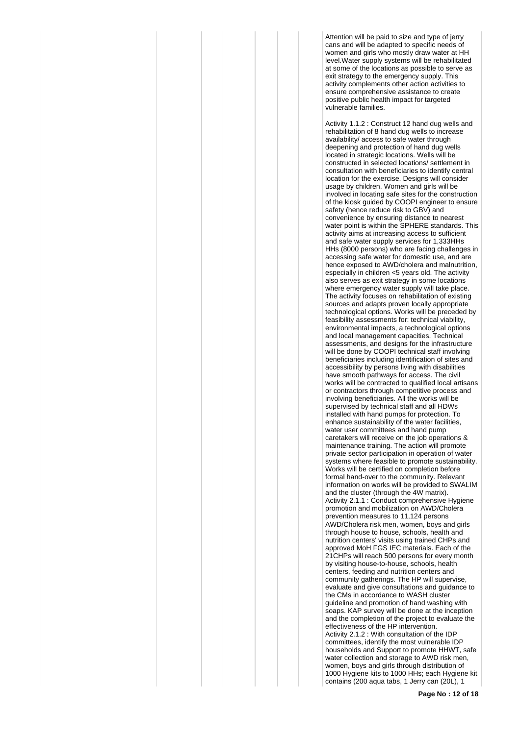Attention will be paid to size and type of jerry cans and will be adapted to specific needs of women and girls who mostly draw water at HH level.Water supply systems will be rehabilitated at some of the locations as possible to serve as exit strategy to the emergency supply. This activity complements other action activities to ensure comprehensive assistance to create positive public health impact for targeted vulnerable families.

Activity 1.1.2 : Construct 12 hand dug wells and rehabilitation of 8 hand dug wells to increase availability/ access to safe water through deepening and protection of hand dug wells located in strategic locations. Wells will be constructed in selected locations/ settlement in consultation with beneficiaries to identify central location for the exercise. Designs will consider usage by children. Women and girls will be involved in locating safe sites for the construction of the kiosk guided by COOPI engineer to ensure safety (hence reduce risk to GBV) and convenience by ensuring distance to nearest water point is within the SPHERE standards. This activity aims at increasing access to sufficient and safe water supply services for 1,333HHs HHs (8000 persons) who are facing challenges in accessing safe water for domestic use, and are hence exposed to AWD/cholera and malnutrition, especially in children <5 years old. The activity also serves as exit strategy in some locations where emergency water supply will take place. The activity focuses on rehabilitation of existing sources and adapts proven locally appropriate technological options. Works will be preceded by feasibility assessments for: technical viability, environmental impacts, a technological options and local management capacities. Technical assessments, and designs for the infrastructure will be done by COOPI technical staff involving beneficiaries including identification of sites and accessibility by persons living with disabilities have smooth pathways for access. The civil works will be contracted to qualified local artisans or contractors through competitive process and involving beneficiaries. All the works will be supervised by technical staff and all HDWs installed with hand pumps for protection. To enhance sustainability of the water facilities, water user committees and hand pump caretakers will receive on the job operations & maintenance training. The action will promote private sector participation in operation of water systems where feasible to promote sustainability. Works will be certified on completion before formal hand-over to the community. Relevant information on works will be provided to SWALIM and the cluster (through the 4W matrix).
Activity 2.1.1 : Conduct comprehensive Hygiene promotion and mobilization on AWD/Cholera prevention measures to 11,124 persons AWD/Cholera risk men, women, boys and girls through house to house, schools, health and nutrition centers' visits using trained CHPs and approved MoH FGS IEC materials. Each of the 21CHPs will reach 500 persons for every month by visiting house-to-house, schools, health centers, feeding and nutrition centers and community gatherings. The HP will supervise, evaluate and give consultations and guidance to the CMs in accordance to WASH cluster guideline and promotion of hand washing with soaps. KAP survey will be done at the inception and the completion of the project to evaluate the effectiveness of the HP intervention.
Activity 2.1.2 : With consultation of the IDP committees, identify the most vulnerable IDP households and Support to promote HHWT, safe water collection and storage to AWD risk men, women, boys and girls through distribution of 1000 Hygiene kits to 1000 HHs; each Hygiene kit contains (200 aqua tabs, 1 Jerry can (20L), 1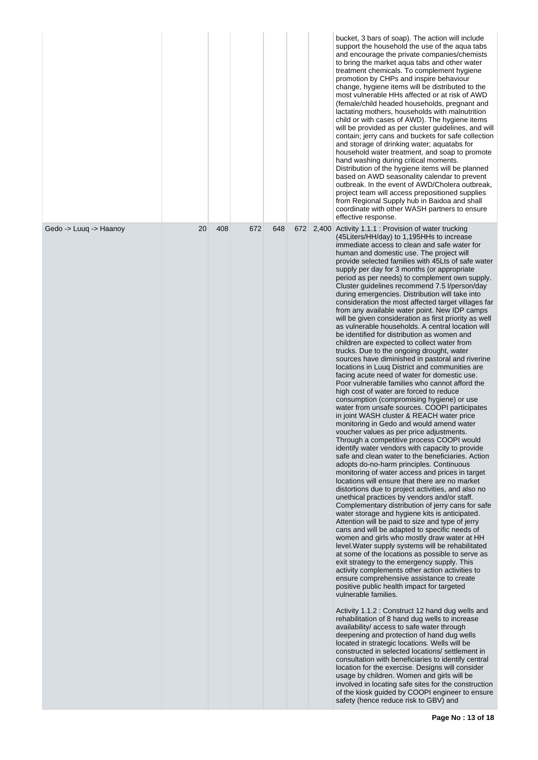| | | | | | | | |
|---|---|---|---|---|---|---|---|
| | | | | | | | bucket, 3 bars of soap). The action will include support the household the use of the aqua tabs and encourage the private companies/chemists to bring the market aqua tabs and other water treatment chemicals. To complement hygiene promotion by CHPs and inspire behaviour change, hygiene items will be distributed to the most vulnerable HHs affected or at risk of AWD (female/child headed households, pregnant and lactating mothers, households with malnutrition child or with cases of AWD). The hygiene items will be provided as per cluster guidelines, and will contain; jerry cans and buckets for safe collection and storage of drinking water; aquatabs for household water treatment, and soap to promote hand washing during critical moments. Distribution of the hygiene items will be planned based on AWD seasonality calendar to prevent outbreak. In the event of AWD/Cholera outbreak, project team will access prepositioned supplies from Regional Supply hub in Baidoa and shall coordinate with other WASH partners to ensure effective response. |
| Gedo -> Luuq -> Haanoy | 20 | 408 | 672 | 648 | 672 | 2,400 | Activity 1.1.1 : Provision of water trucking (45Liters/HH/day) to 1,195HHs to increase immediate access to clean and safe water for human and domestic use. The project will provide selected families with 45Lts of safe water supply per day for 3 months (or appropriate period as per needs) to complement own supply. Cluster guidelines recommend 7.5 l/person/day during emergencies. Distribution will take into consideration the most affected target villages far from any available water point. New IDP camps will be given consideration as first priority as well as vulnerable households. A central location will be identified for distribution as women and children are expected to collect water from trucks. Due to the ongoing drought, water sources have diminished in pastoral and riverine locations in Luuq District and communities are facing acute need of water for domestic use. Poor vulnerable families who cannot afford the high cost of water are forced to reduce consumption (compromising hygiene) or use water from unsafe sources. COOPI participates in joint WASH cluster & REACH water price monitoring in Gedo and would amend water voucher values as per price adjustments. Through a competitive process COOPI would identify water vendors with capacity to provide safe and clean water to the beneficiaries. Action adopts do-no-harm principles. Continuous monitoring of water access and prices in target locations will ensure that there are no market distortions due to project activities, and also no unethical practices by vendors and/or staff. Complementary distribution of jerry cans for safe water storage and hygiene kits is anticipated. Attention will be paid to size and type of jerry cans and will be adapted to specific needs of women and girls who mostly draw water at HH level.Water supply systems will be rehabilitated at some of the locations as possible to serve as exit strategy to the emergency supply. This activity complements other action activities to ensure comprehensive assistance to create positive public health impact for targeted vulnerable families.<br><br>Activity 1.1.2 : Construct 12 hand dug wells and rehabilitation of 8 hand dug wells to increase availability/ access to safe water through deepening and protection of hand dug wells located in strategic locations. Wells will be constructed in selected locations/ settlement in consultation with beneficiaries to identify central location for the exercise. Designs will consider usage by children. Women and girls will be involved in locating safe sites for the construction of the kiosk guided by COOPI engineer to ensure safety (hence reduce risk to GBV) and |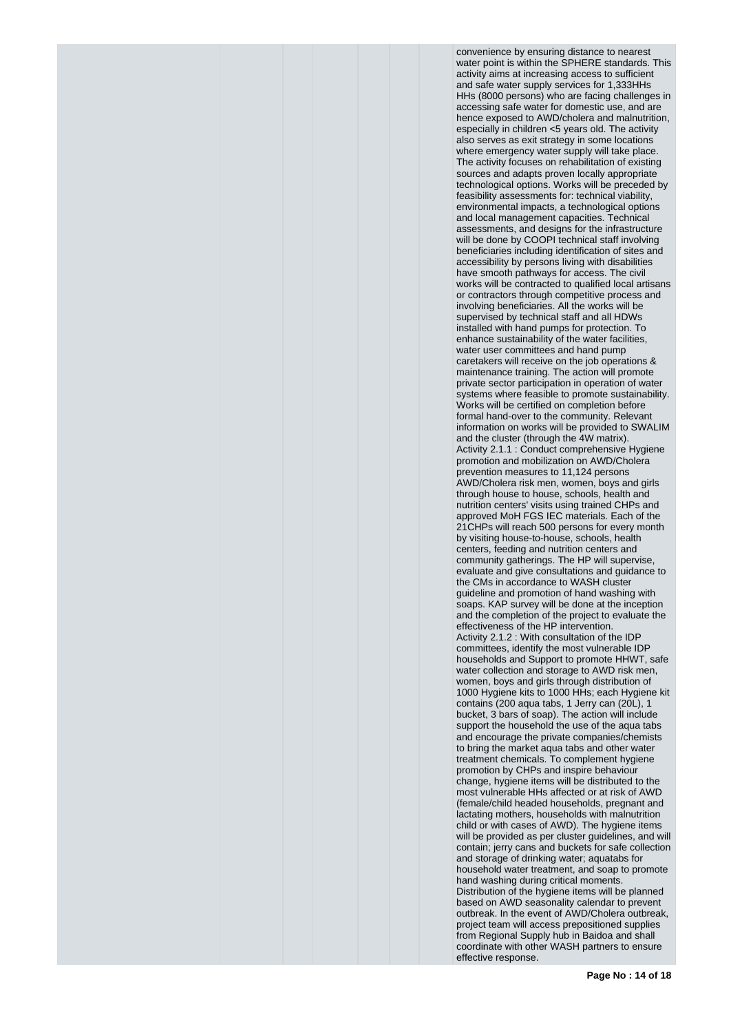convenience by ensuring distance to nearest water point is within the SPHERE standards. This activity aims at increasing access to sufficient and safe water supply services for 1,333HHs HHs (8000 persons) who are facing challenges in accessing safe water for domestic use, and are hence exposed to AWD/cholera and malnutrition, especially in children <5 years old. The activity also serves as exit strategy in some locations where emergency water supply will take place. The activity focuses on rehabilitation of existing sources and adapts proven locally appropriate technological options. Works will be preceded by feasibility assessments for: technical viability, environmental impacts, a technological options and local management capacities. Technical assessments, and designs for the infrastructure will be done by COOPI technical staff involving beneficiaries including identification of sites and accessibility by persons living with disabilities have smooth pathways for access. The civil works will be contracted to qualified local artisans or contractors through competitive process and involving beneficiaries. All the works will be supervised by technical staff and all HDWs installed with hand pumps for protection. To enhance sustainability of the water facilities, water user committees and hand pump caretakers will receive on the job operations & maintenance training. The action will promote private sector participation in operation of water systems where feasible to promote sustainability. Works will be certified on completion before formal hand-over to the community. Relevant information on works will be provided to SWALIM and the cluster (through the 4W matrix).

Activity 2.1.1 : Conduct comprehensive Hygiene promotion and mobilization on AWD/Cholera prevention measures to 11,124 persons AWD/Cholera risk men, women, boys and girls through house to house, schools, health and nutrition centers' visits using trained CHPs and approved MoH FGS IEC materials. Each of the 21CHPs will reach 500 persons for every month by visiting house-to-house, schools, health centers, feeding and nutrition centers and community gatherings. The HP will supervise, evaluate and give consultations and guidance to the CMs in accordance to WASH cluster guideline and promotion of hand washing with soaps. KAP survey will be done at the inception and the completion of the project to evaluate the effectiveness of the HP intervention.

Activity 2.1.2 : With consultation of the IDP committees, identify the most vulnerable IDP households and Support to promote HHWT, safe water collection and storage to AWD risk men, women, boys and girls through distribution of 1000 Hygiene kits to 1000 HHs; each Hygiene kit contains (200 aqua tabs, 1 Jerry can (20L), 1 bucket, 3 bars of soap). The action will include support the household the use of the aqua tabs and encourage the private companies/chemists to bring the market aqua tabs and other water treatment chemicals. To complement hygiene promotion by CHPs and inspire behaviour change, hygiene items will be distributed to the most vulnerable HHs affected or at risk of AWD (female/child headed households, pregnant and lactating mothers, households with malnutrition child or with cases of AWD). The hygiene items will be provided as per cluster guidelines, and will contain; jerry cans and buckets for safe collection and storage of drinking water; aquatabs for household water treatment, and soap to promote hand washing during critical moments. Distribution of the hygiene items will be planned based on AWD seasonality calendar to prevent outbreak. In the event of AWD/Cholera outbreak, project team will access prepositioned supplies from Regional Supply hub in Baidoa and shall coordinate with other WASH partners to ensure effective response.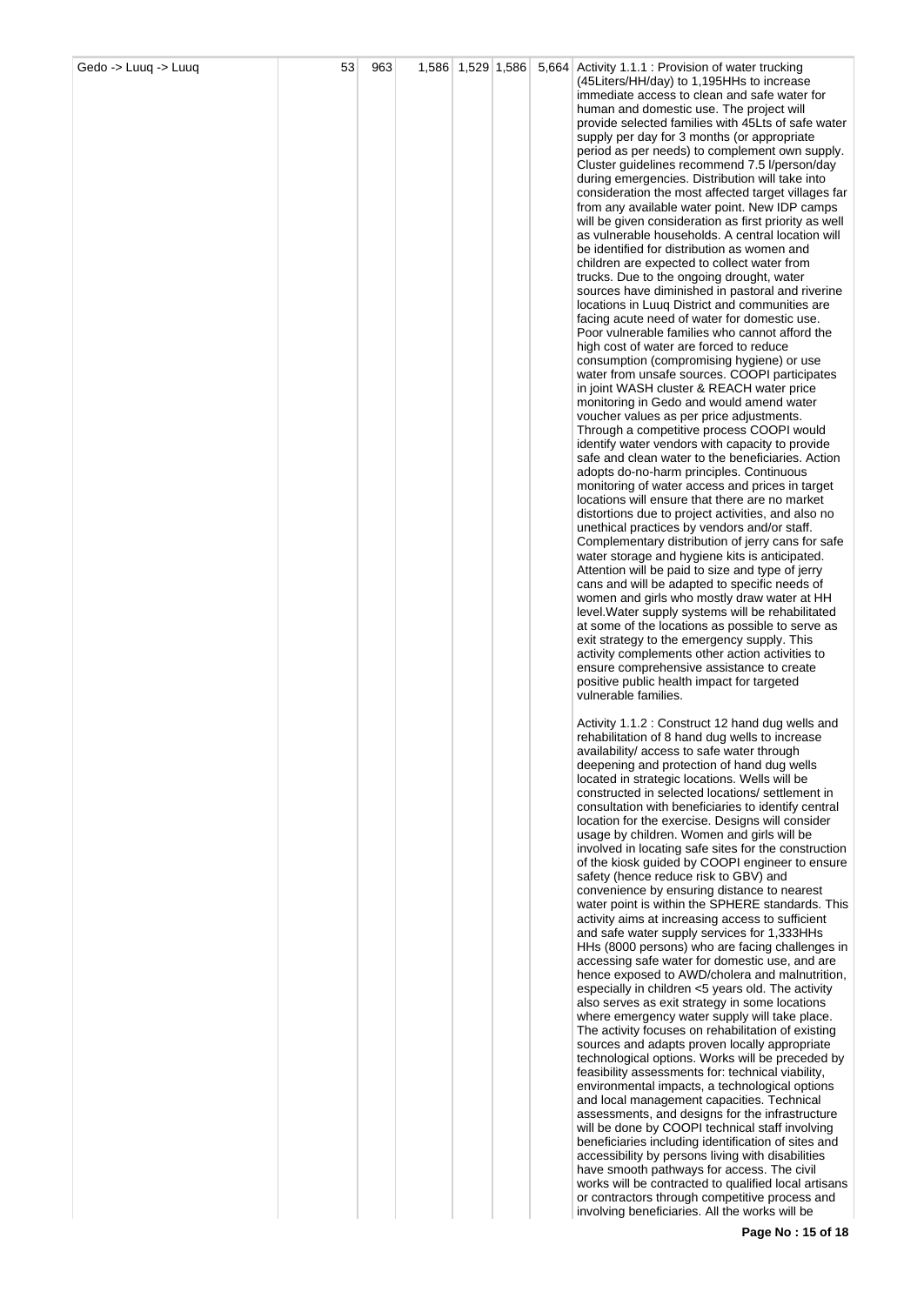| Gedo -> Luuq -> Luuq | 53 | 963 | 1,586 | 1,529 | 1,586 | 5,664 | Activity 1.1.1 : Provision of water trucking (45Liters/HH/day) to 1,195HHs to increase immediate access to clean and safe water for human and domestic use. The project will provide selected families with 45Lts of safe water supply per day for 3 months (or appropriate period as per needs) to complement own supply. Cluster guidelines recommend 7.5 l/person/day during emergencies. Distribution will take into consideration the most affected target villages far from any available water point. New IDP camps will be given consideration as first priority as well as vulnerable households. A central location will be identified for distribution as women and children are expected to collect water from trucks. Due to the ongoing drought, water sources have diminished in pastoral and riverine locations in Luuq District and communities are facing acute need of water for domestic use. Poor vulnerable families who cannot afford the high cost of water are forced to reduce consumption (compromising hygiene) or use water from unsafe sources. COOPI participates in joint WASH cluster & REACH water price monitoring in Gedo and would amend water voucher values as per price adjustments. Through a competitive process COOPI would identify water vendors with capacity to provide safe and clean water to the beneficiaries. Action adopts do-no-harm principles. Continuous monitoring of water access and prices in target locations will ensure that there are no market distortions due to project activities, and also no unethical practices by vendors and/or staff. Complementary distribution of jerry cans for safe water storage and hygiene kits is anticipated. Attention will be paid to size and type of jerry cans and will be adapted to specific needs of women and girls who mostly draw water at HH level.Water supply systems will be rehabilitated at some of the locations as possible to serve as exit strategy to the emergency supply. This activity complements other action activities to ensure comprehensive assistance to create positive public health impact for targeted vulnerable families.<br><br>Activity 1.1.2 : Construct 12 hand dug wells and rehabilitation of 8 hand dug wells to increase availability/ access to safe water through deepening and protection of hand dug wells located in strategic locations. Wells will be constructed in selected locations/ settlement in consultation with beneficiaries to identify central location for the exercise. Designs will consider usage by children. Women and girls will be involved in locating safe sites for the construction of the kiosk guided by COOPI engineer to ensure safety (hence reduce risk to GBV) and convenience by ensuring distance to nearest water point is within the SPHERE standards. This activity aims at increasing access to sufficient and safe water supply services for 1,333HHs HHs (8000 persons) who are facing challenges in accessing safe water for domestic use, and are hence exposed to AWD/cholera and malnutrition, especially in children <5 years old. The activity also serves as exit strategy in some locations where emergency water supply will take place. The activity focuses on rehabilitation of existing sources and adapts proven locally appropriate technological options. Works will be preceded by feasibility assessments for: technical viability, environmental impacts, a technological options and local management capacities. Technical assessments, and designs for the infrastructure will be done by COOPI technical staff involving beneficiaries including identification of sites and accessibility by persons living with disabilities have smooth pathways for access. The civil works will be contracted to qualified local artisans or contractors through competitive process and involving beneficiaries. All the works will be |
|---|---|---|---|---|---|---|---|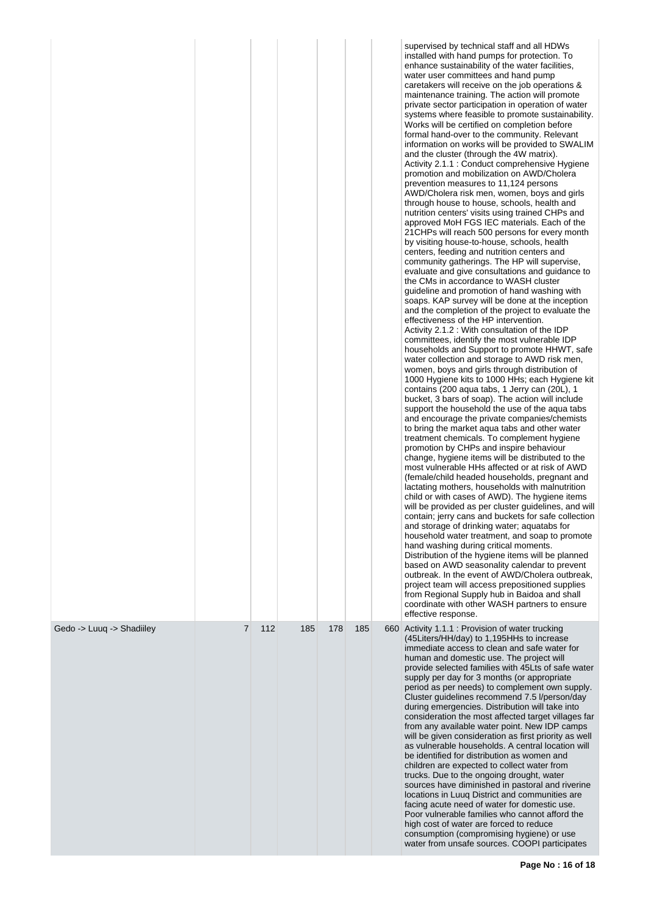| | | | | | | |
|---|---|---|---|---|---|---|
| | | | | | | supervised by technical staff and all HDWs installed with hand pumps for protection. To enhance sustainability of the water facilities, water user committees and hand pump caretakers will receive on the job operations & maintenance training. The action will promote private sector participation in operation of water systems where feasible to promote sustainability. Works will be certified on completion before formal hand-over to the community. Relevant information on works will be provided to SWALIM and the cluster (through the 4W matrix).<br>Activity 2.1.1 : Conduct comprehensive Hygiene promotion and mobilization on AWD/Cholera prevention measures to 11,124 persons AWD/Cholera risk men, women, boys and girls through house to house, schools, health and nutrition centers' visits using trained CHPs and approved MoH FGS IEC materials. Each of the 21CHPs will reach 500 persons for every month by visiting house-to-house, schools, health centers, feeding and nutrition centers and community gatherings. The HP will supervise, evaluate and give consultations and guidance to the CMs in accordance to WASH cluster guideline and promotion of hand washing with soaps. KAP survey will be done at the inception and the completion of the project to evaluate the effectiveness of the HP intervention.<br>Activity 2.1.2 : With consultation of the IDP committees, identify the most vulnerable IDP households and Support to promote HHWT, safe water collection and storage to AWD risk men, women, boys and girls through distribution of 1000 Hygiene kits to 1000 HHs; each Hygiene kit contains (200 aqua tabs, 1 Jerry can (20L), 1 bucket, 3 bars of soap). The action will include support the household the use of the aqua tabs and encourage the private companies/chemists to bring the market aqua tabs and other water treatment chemicals. To complement hygiene promotion by CHPs and inspire behaviour change, hygiene items will be distributed to the most vulnerable HHs affected or at risk of AWD (female/child headed households, pregnant and lactating mothers, households with malnutrition child or with cases of AWD). The hygiene items will be provided as per cluster guidelines, and will contain; jerry cans and buckets for safe collection and storage of drinking water; aquatabs for household water treatment, and soap to promote hand washing during critical moments. Distribution of the hygiene items will be planned based on AWD seasonality calendar to prevent outbreak. In the event of AWD/Cholera outbreak, project team will access prepositioned supplies from Regional Supply hub in Baidoa and shall coordinate with other WASH partners to ensure effective response. |
| Gedo -> Luuq -> Shadiiley | 7 | 112 | 185 | 178 | 185 | 660 | Activity 1.1.1 : Provision of water trucking (45Liters/HH/day) to 1,195HHs to increase immediate access to clean and safe water for human and domestic use. The project will provide selected families with 45Lts of safe water supply per day for 3 months (or appropriate period as per needs) to complement own supply. Cluster guidelines recommend 7.5 l/person/day during emergencies. Distribution will take into consideration the most affected target villages far from any available water point. New IDP camps will be given consideration as first priority as well as vulnerable households. A central location will be identified for distribution as women and children are expected to collect water from trucks. Due to the ongoing drought, water sources have diminished in pastoral and riverine locations in Luuq District and communities are facing acute need of water for domestic use. Poor vulnerable families who cannot afford the high cost of water are forced to reduce consumption (compromising hygiene) or use water from unsafe sources. COOPI participates |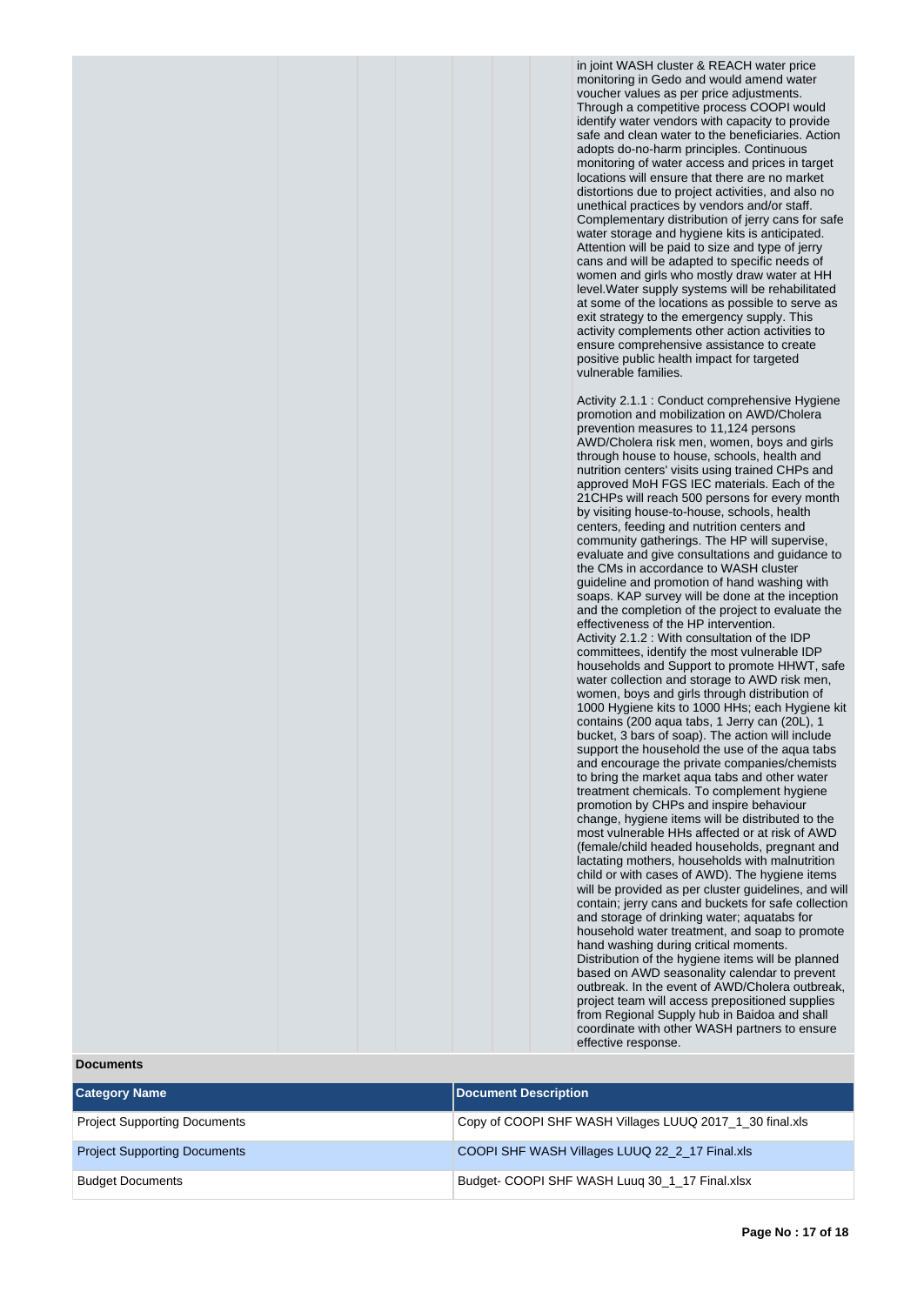in joint WASH cluster & REACH water price monitoring in Gedo and would amend water voucher values as per price adjustments. Through a competitive process COOPI would identify water vendors with capacity to provide safe and clean water to the beneficiaries. Action adopts do-no-harm principles. Continuous monitoring of water access and prices in target locations will ensure that there are no market distortions due to project activities, and also no unethical practices by vendors and/or staff. Complementary distribution of jerry cans for safe water storage and hygiene kits is anticipated. Attention will be paid to size and type of jerry cans and will be adapted to specific needs of women and girls who mostly draw water at HH level.Water supply systems will be rehabilitated at some of the locations as possible to serve as exit strategy to the emergency supply. This activity complements other action activities to ensure comprehensive assistance to create positive public health impact for targeted vulnerable families.

Activity 2.1.1 : Conduct comprehensive Hygiene promotion and mobilization on AWD/Cholera prevention measures to 11,124 persons AWD/Cholera risk men, women, boys and girls through house to house, schools, health and nutrition centers' visits using trained CHPs and approved MoH FGS IEC materials. Each of the 21CHPs will reach 500 persons for every month by visiting house-to-house, schools, health centers, feeding and nutrition centers and community gatherings. The HP will supervise, evaluate and give consultations and guidance to the CMs in accordance to WASH cluster guideline and promotion of hand washing with soaps. KAP survey will be done at the inception and the completion of the project to evaluate the effectiveness of the HP intervention.
Activity 2.1.2 : With consultation of the IDP committees, identify the most vulnerable IDP households and Support to promote HHWT, safe water collection and storage to AWD risk men, women, boys and girls through distribution of 1000 Hygiene kits to 1000 HHs; each Hygiene kit contains (200 aqua tabs, 1 Jerry can (20L), 1 bucket, 3 bars of soap). The action will include support the household the use of the aqua tabs and encourage the private companies/chemists to bring the market aqua tabs and other water treatment chemicals. To complement hygiene promotion by CHPs and inspire behaviour change, hygiene items will be distributed to the most vulnerable HHs affected or at risk of AWD (female/child headed households, pregnant and lactating mothers, households with malnutrition child or with cases of AWD). The hygiene items will be provided as per cluster guidelines, and will contain; jerry cans and buckets for safe collection and storage of drinking water; aquatabs for household water treatment, and soap to promote hand washing during critical moments. Distribution of the hygiene items will be planned based on AWD seasonality calendar to prevent outbreak. In the event of AWD/Cholera outbreak, project team will access prepositioned supplies from Regional Supply hub in Baidoa and shall coordinate with other WASH partners to ensure effective response.

**Documents**

| Category Name | Document Description |
|---|---|
| Project Supporting Documents | Copy of COOPI SHF WASH Villages LUUQ 2017_1_30 final.xls |
| Project Supporting Documents | COOPI SHF WASH Villages LUUQ 22_2_17 Final.xls |
| Budget Documents | Budget- COOPI SHF WASH Luuq 30_1_17 Final.xlsx |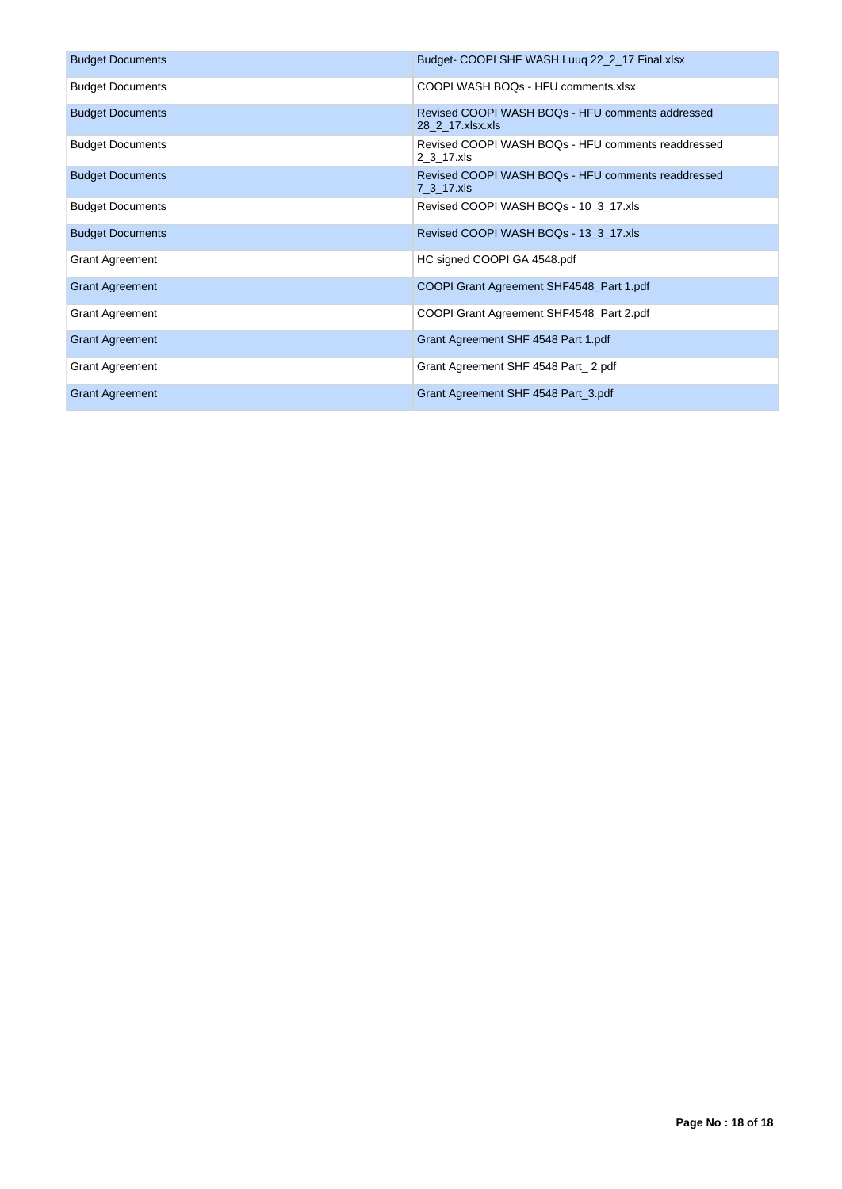| | |
|---|---|
| Budget Documents | Budget- COOPI SHF WASH Luuq 22_2_17 Final.xlsx |
| Budget Documents | COOPI WASH BOQs - HFU comments.xlsx |
| Budget Documents | Revised COOPI WASH BOQs - HFU comments addressed 28_2_17.xlsx.xls |
| Budget Documents | Revised COOPI WASH BOQs - HFU comments readdressed 2_3_17.xls |
| Budget Documents | Revised COOPI WASH BOQs - HFU comments readdressed 7_3_17.xls |
| Budget Documents | Revised COOPI WASH BOQs - 10_3_17.xls |
| Budget Documents | Revised COOPI WASH BOQs - 13_3_17.xls |
| Grant Agreement | HC signed COOPI GA 4548.pdf |
| Grant Agreement | COOPI Grant Agreement SHF4548_Part 1.pdf |
| Grant Agreement | COOPI Grant Agreement SHF4548_Part 2.pdf |
| Grant Agreement | Grant Agreement SHF 4548 Part 1.pdf |
| Grant Agreement | Grant Agreement SHF 4548 Part_ 2.pdf |
| Grant Agreement | Grant Agreement SHF 4548 Part_3.pdf |